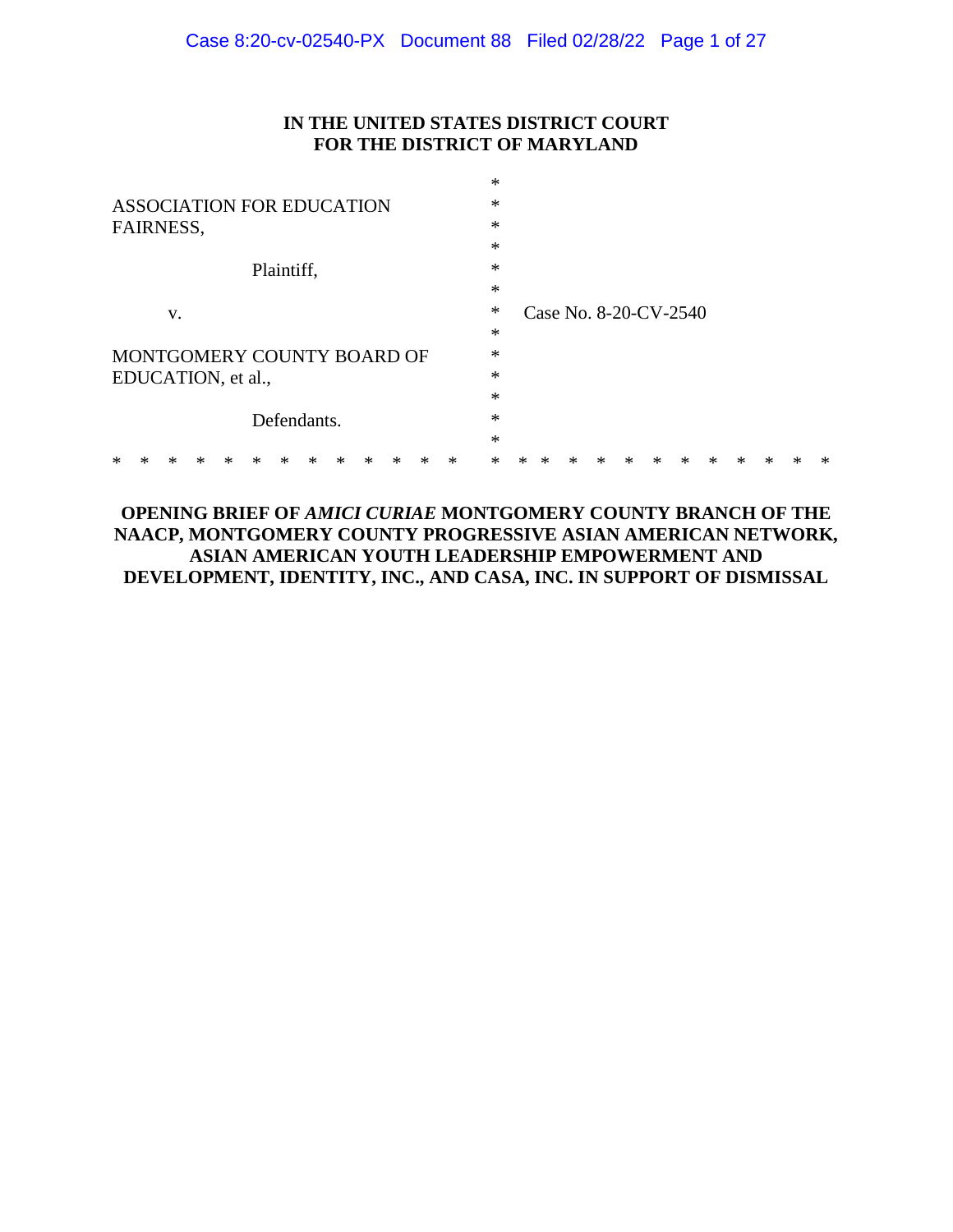**IN THE UNITED STATES DISTRICT COURT**
**FOR THE DISTRICT OF MARYLAND**

ASSOCIATION FOR EDUCATION FAIRNESS,

Plaintiff,

v.

MONTGOMERY COUNTY BOARD OF EDUCATION, et al.,

Defendants.

Case No. 8-20-CV-2540

**OPENING BRIEF OF *AMICI CURIAE* MONTGOMERY COUNTY BRANCH OF THE NAACP, MONTGOMERY COUNTY PROGRESSIVE ASIAN AMERICAN NETWORK, ASIAN AMERICAN YOUTH LEADERSHIP EMPOWERMENT AND DEVELOPMENT, IDENTITY, INC., AND CASA, INC. IN SUPPORT OF DISMISSAL**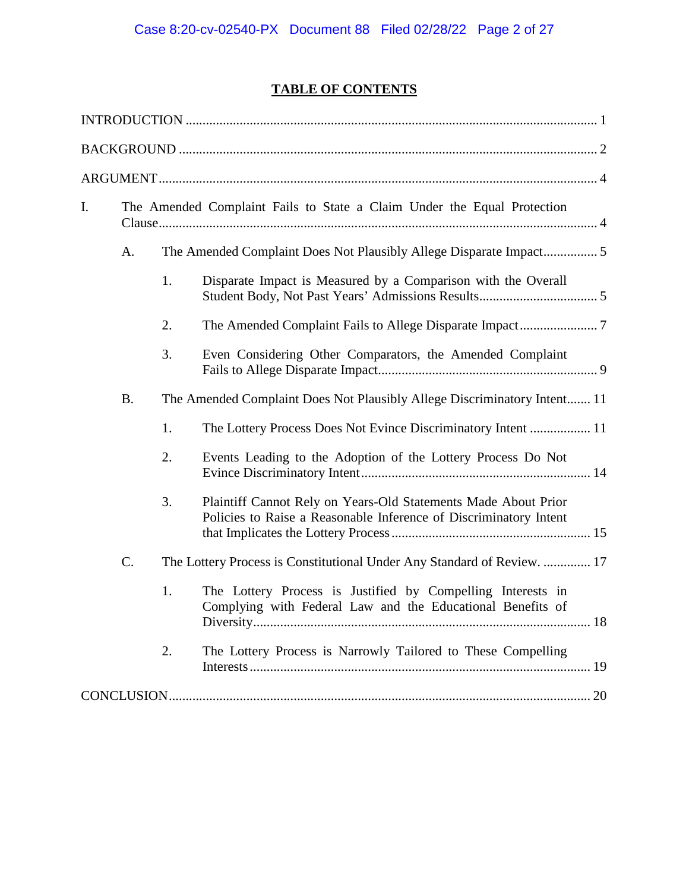## TABLE OF CONTENTS

INTRODUCTION ........................................................................................................................ 1

BACKGROUND .......................................................................................................................... 2

ARGUMENT ................................................................................................................................ 4

I. The Amended Complaint Fails to State a Claim Under the Equal Protection Clause ........................................................................................................................ 4

   A. The Amended Complaint Does Not Plausibly Allege Disparate Impact ................ 5

      1. Disparate Impact is Measured by a Comparison with the Overall Student Body, Not Past Years' Admissions Results ................................... 5

      2. The Amended Complaint Fails to Allege Disparate Impact ....................... 7

      3. Even Considering Other Comparators, the Amended Complaint Fails to Allege Disparate Impact ................................................................. 9

   B. The Amended Complaint Does Not Plausibly Allege Discriminatory Intent ....... 11

      1. The Lottery Process Does Not Evince Discriminatory Intent .................. 11

      2. Events Leading to the Adoption of the Lottery Process Do Not Evince Discriminatory Intent ................................................................... 14

      3. Plaintiff Cannot Rely on Years-Old Statements Made About Prior Policies to Raise a Reasonable Inference of Discriminatory Intent that Implicates the Lottery Process ........................................................... 15

   C. The Lottery Process is Constitutional Under Any Standard of Review. .............. 17

      1. The Lottery Process is Justified by Compelling Interests in Complying with Federal Law and the Educational Benefits of Diversity ................................................................................................... 18

      2. The Lottery Process is Narrowly Tailored to These Compelling Interests .................................................................................................... 19

CONCLUSION ............................................................................................................................ 20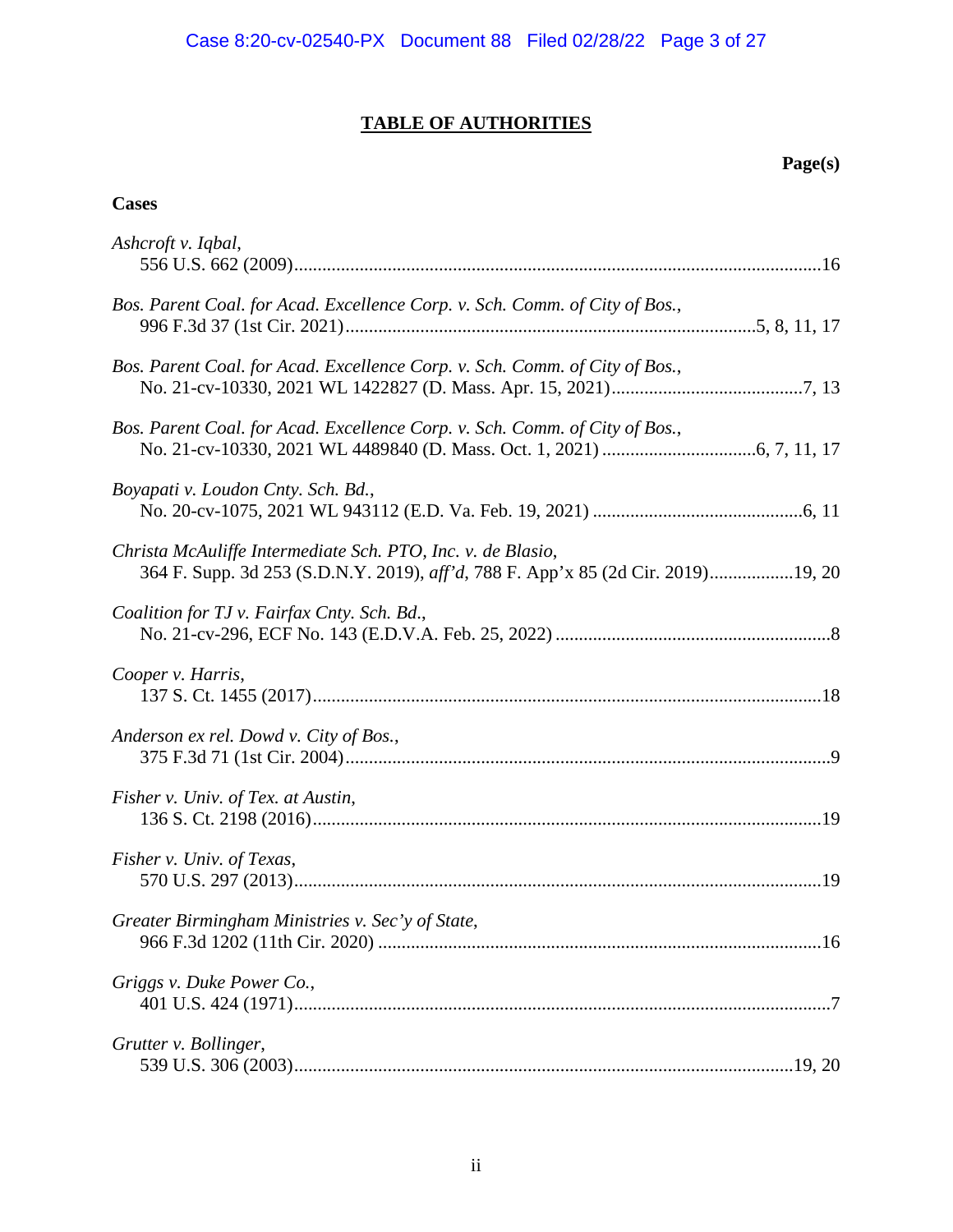# TABLE OF AUTHORITIES

**Page(s)**

**Cases**

*Ashcroft v. Iqbal*,
556 U.S. 662 (2009)....................................................................................................................16

*Bos. Parent Coal. for Acad. Excellence Corp. v. Sch. Comm. of City of Bos.*,
996 F.3d 37 (1st Cir. 2021)........................................................................................5, 8, 11, 17

*Bos. Parent Coal. for Acad. Excellence Corp. v. Sch. Comm. of City of Bos.*,
No. 21-cv-10330, 2021 WL 1422827 (D. Mass. Apr. 15, 2021).........................................7, 13

*Bos. Parent Coal. for Acad. Excellence Corp. v. Sch. Comm. of City of Bos.*,
No. 21-cv-10330, 2021 WL 4489840 (D. Mass. Oct. 1, 2021) ................................6, 7, 11, 17

*Boyapati v. Loudon Cnty. Sch. Bd.*,
No. 20-cv-1075, 2021 WL 943112 (E.D. Va. Feb. 19, 2021) .............................................6, 11

*Christa McAuliffe Intermediate Sch. PTO, Inc. v. de Blasio*,
364 F. Supp. 3d 253 (S.D.N.Y. 2019), *aff'd*, 788 F. App'x 85 (2d Cir. 2019)..................19, 20

*Coalition for TJ v. Fairfax Cnty. Sch. Bd.*,
No. 21-cv-296, ECF No. 143 (E.D.V.A. Feb. 25, 2022) ...........................................................8

*Cooper v. Harris*,
137 S. Ct. 1455 (2017)...............................................................................................................18

*Anderson ex rel. Dowd v. City of Bos.*,
375 F.3d 71 (1st Cir. 2004)..........................................................................................................9

*Fisher v. Univ. of Tex. at Austin*,
136 S. Ct. 2198 (2016)...............................................................................................................19

*Fisher v. Univ. of Texas*,
570 U.S. 297 (2013)...................................................................................................................19

*Greater Birmingham Ministries v. Sec'y of State*,
966 F.3d 1202 (11th Cir. 2020) .................................................................................................16

*Griggs v. Duke Power Co.*,
401 U.S. 424 (1971).....................................................................................................................7

*Grutter v. Bollinger*,
539 U.S. 306 (2003)..............................................................................................................19, 20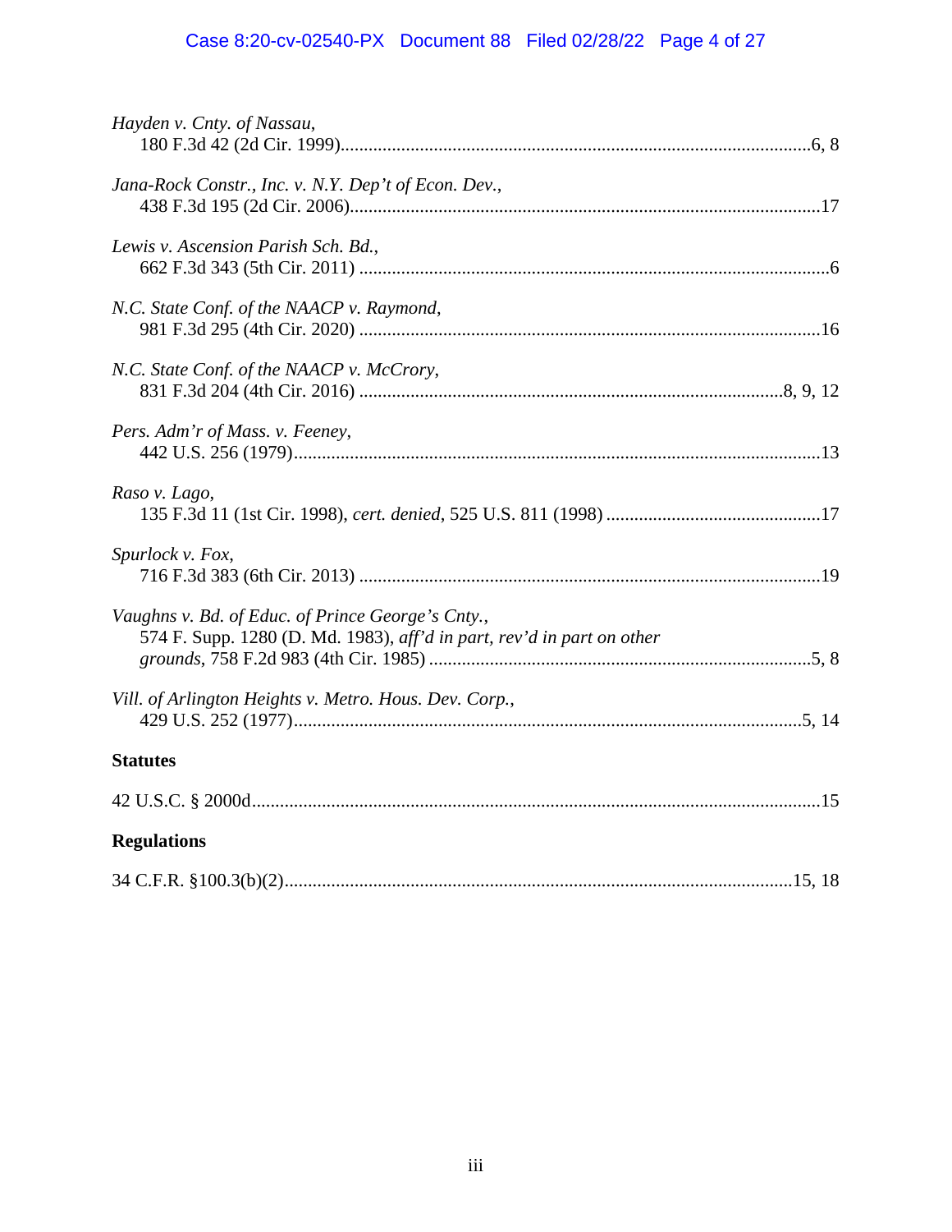*Hayden v. Cnty. of Nassau*,
180 F.3d 42 (2d Cir. 1999)....................................................................................................6, 8

*Jana-Rock Constr., Inc. v. N.Y. Dep't of Econ. Dev.*,
438 F.3d 195 (2d Cir. 2006)......................................................................................................17

*Lewis v. Ascension Parish Sch. Bd.*,
662 F.3d 343 (5th Cir. 2011) .......................................................................................................6

*N.C. State Conf. of the NAACP v. Raymond*,
981 F.3d 295 (4th Cir. 2020) .....................................................................................................16

*N.C. State Conf. of the NAACP v. McCrory*,
831 F.3d 204 (4th Cir. 2016) .........................................................................................8, 9, 12

*Pers. Adm'r of Mass. v. Feeney*,
442 U.S. 256 (1979)...................................................................................................................13

*Raso v. Lago*,
135 F.3d 11 (1st Cir. 1998), *cert. denied*, 525 U.S. 811 (1998) ..............................................17

*Spurlock v. Fox*,
716 F.3d 383 (6th Cir. 2013) .....................................................................................................19

*Vaughns v. Bd. of Educ. of Prince George's Cnty.*,
574 F. Supp. 1280 (D. Md. 1983), *aff'd in part, rev'd in part on other grounds*, 758 F.2d 983 (4th Cir. 1985) ...................................................................................5, 8

*Vill. of Arlington Heights v. Metro. Hous. Dev. Corp.*,
429 U.S. 252 (1977)................................................................................................................5, 14

**Statutes**

42 U.S.C. § 2000d.........................................................................................................................15

**Regulations**

34 C.F.R. §100.3(b)(2)...........................................................................................................15, 18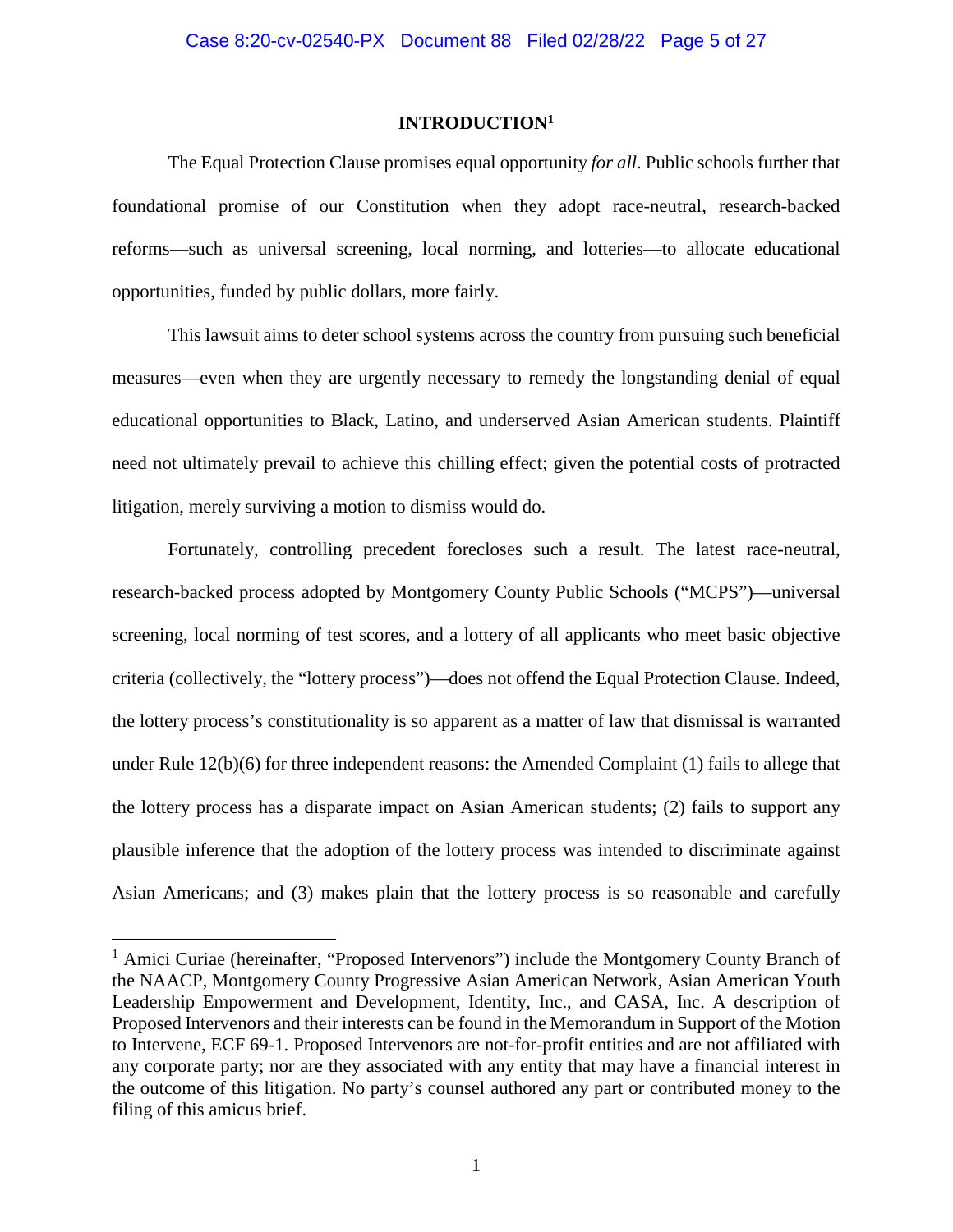## INTRODUCTION[1]

The Equal Protection Clause promises equal opportunity *for all*. Public schools further that foundational promise of our Constitution when they adopt race-neutral, research-backed reforms—such as universal screening, local norming, and lotteries—to allocate educational opportunities, funded by public dollars, more fairly.

This lawsuit aims to deter school systems across the country from pursuing such beneficial measures—even when they are urgently necessary to remedy the longstanding denial of equal educational opportunities to Black, Latino, and underserved Asian American students. Plaintiff need not ultimately prevail to achieve this chilling effect; given the potential costs of protracted litigation, merely surviving a motion to dismiss would do.

Fortunately, controlling precedent forecloses such a result. The latest race-neutral, research-backed process adopted by Montgomery County Public Schools ("MCPS")—universal screening, local norming of test scores, and a lottery of all applicants who meet basic objective criteria (collectively, the "lottery process")—does not offend the Equal Protection Clause. Indeed, the lottery process's constitutionality is so apparent as a matter of law that dismissal is warranted under Rule 12(b)(6) for three independent reasons: the Amended Complaint (1) fails to allege that the lottery process has a disparate impact on Asian American students; (2) fails to support any plausible inference that the adoption of the lottery process was intended to discriminate against Asian Americans; and (3) makes plain that the lottery process is so reasonable and carefully

[1] Amici Curiae (hereinafter, "Proposed Intervenors") include the Montgomery County Branch of the NAACP, Montgomery County Progressive Asian American Network, Asian American Youth Leadership Empowerment and Development, Identity, Inc., and CASA, Inc. A description of Proposed Intervenors and their interests can be found in the Memorandum in Support of the Motion to Intervene, ECF 69-1. Proposed Intervenors are not-for-profit entities and are not affiliated with any corporate party; nor are they associated with any entity that may have a financial interest in the outcome of this litigation. No party's counsel authored any part or contributed money to the filing of this amicus brief.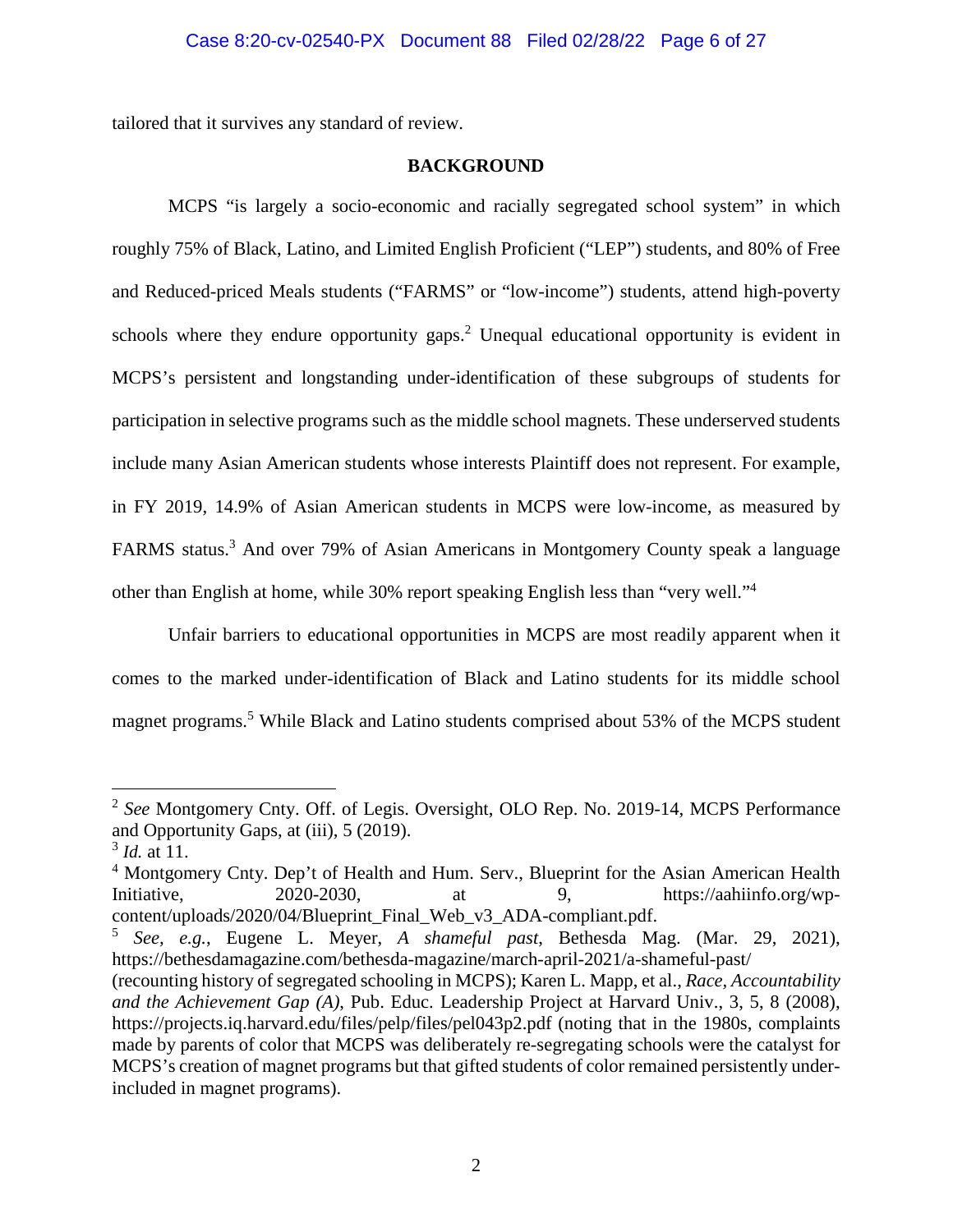tailored that it survives any standard of review.

## BACKGROUND

MCPS "is largely a socio-economic and racially segregated school system" in which roughly 75% of Black, Latino, and Limited English Proficient ("LEP") students, and 80% of Free and Reduced-priced Meals students ("FARMS" or "low-income") students, attend high-poverty schools where they endure opportunity gaps.[2] Unequal educational opportunity is evident in MCPS's persistent and longstanding under-identification of these subgroups of students for participation in selective programs such as the middle school magnets. These underserved students include many Asian American students whose interests Plaintiff does not represent. For example, in FY 2019, 14.9% of Asian American students in MCPS were low-income, as measured by FARMS status.[3] And over 79% of Asian Americans in Montgomery County speak a language other than English at home, while 30% report speaking English less than "very well."[4]

Unfair barriers to educational opportunities in MCPS are most readily apparent when it comes to the marked under-identification of Black and Latino students for its middle school magnet programs.[5] While Black and Latino students comprised about 53% of the MCPS student

---

[2] *See* Montgomery Cnty. Off. of Legis. Oversight, OLO Rep. No. 2019-14, MCPS Performance and Opportunity Gaps, at (iii), 5 (2019).

[3] *Id.* at 11.

[4] Montgomery Cnty. Dep't of Health and Hum. Serv., Blueprint for the Asian American Health Initiative, 2020-2030, at 9, https://aahiinfo.org/wp-content/uploads/2020/04/Blueprint_Final_Web_v3_ADA-compliant.pdf.

[5] *See, e.g.*, Eugene L. Meyer, *A shameful past*, Bethesda Mag. (Mar. 29, 2021), https://bethesdamagazine.com/bethesda-magazine/march-april-2021/a-shameful-past/ (recounting history of segregated schooling in MCPS); Karen L. Mapp, et al., *Race, Accountability and the Achievement Gap (A)*, Pub. Educ. Leadership Project at Harvard Univ., 3, 5, 8 (2008), https://projects.iq.harvard.edu/files/pelp/files/pel043p2.pdf (noting that in the 1980s, complaints made by parents of color that MCPS was deliberately re-segregating schools were the catalyst for MCPS's creation of magnet programs but that gifted students of color remained persistently under-included in magnet programs).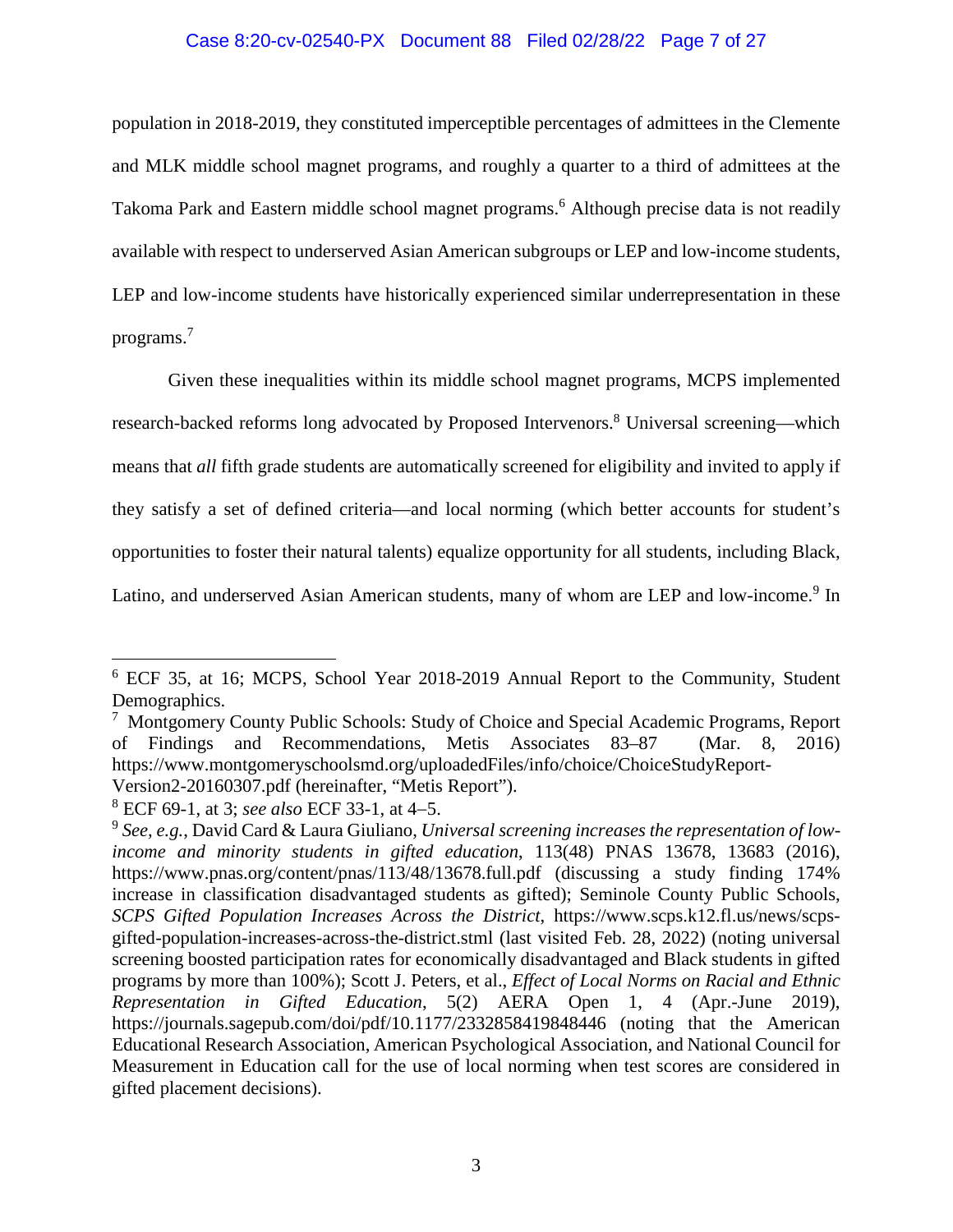population in 2018-2019, they constituted imperceptible percentages of admittees in the Clemente and MLK middle school magnet programs, and roughly a quarter to a third of admittees at the Takoma Park and Eastern middle school magnet programs.[6] Although precise data is not readily available with respect to underserved Asian American subgroups or LEP and low-income students, LEP and low-income students have historically experienced similar underrepresentation in these programs.[7]

Given these inequalities within its middle school magnet programs, MCPS implemented research-backed reforms long advocated by Proposed Intervenors.[8] Universal screening—which means that *all* fifth grade students are automatically screened for eligibility and invited to apply if they satisfy a set of defined criteria—and local norming (which better accounts for student's opportunities to foster their natural talents) equalize opportunity for all students, including Black, Latino, and underserved Asian American students, many of whom are LEP and low-income.[9] In

---

[6] ECF 35, at 16; MCPS, School Year 2018-2019 Annual Report to the Community, Student Demographics.

[7] Montgomery County Public Schools: Study of Choice and Special Academic Programs, Report of Findings and Recommendations, Metis Associates 83–87 (Mar. 8, 2016) https://www.montgomeryschoolsmd.org/uploadedFiles/info/choice/ChoiceStudyReport-Version2-20160307.pdf (hereinafter, "Metis Report").

[8] ECF 69-1, at 3; *see also* ECF 33-1, at 4–5.

[9] *See, e.g.*, David Card & Laura Giuliano, *Universal screening increases the representation of low-income and minority students in gifted education*, 113(48) PNAS 13678, 13683 (2016), https://www.pnas.org/content/pnas/113/48/13678.full.pdf (discussing a study finding 174% increase in classification disadvantaged students as gifted); Seminole County Public Schools, *SCPS Gifted Population Increases Across the District*, https://www.scps.k12.fl.us/news/scps-gifted-population-increases-across-the-district.stml (last visited Feb. 28, 2022) (noting universal screening boosted participation rates for economically disadvantaged and Black students in gifted programs by more than 100%); Scott J. Peters, et al., *Effect of Local Norms on Racial and Ethnic Representation in Gifted Education*, 5(2) AERA Open 1, 4 (Apr.-June 2019), https://journals.sagepub.com/doi/pdf/10.1177/2332858419848446 (noting that the American Educational Research Association, American Psychological Association, and National Council for Measurement in Education call for the use of local norming when test scores are considered in gifted placement decisions).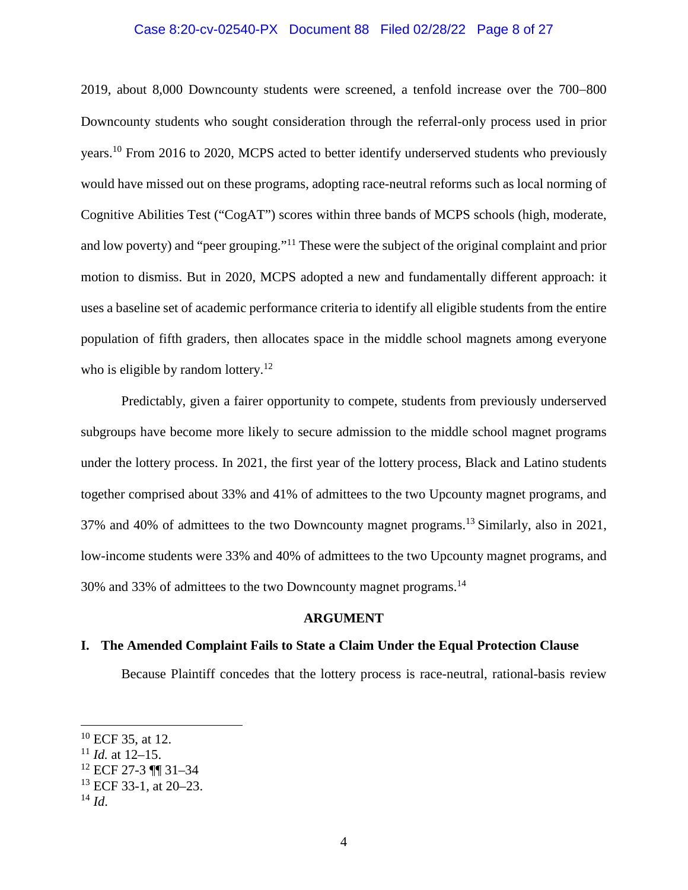2019, about 8,000 Downcounty students were screened, a tenfold increase over the 700–800 Downcounty students who sought consideration through the referral-only process used in prior years.[10] From 2016 to 2020, MCPS acted to better identify underserved students who previously would have missed out on these programs, adopting race-neutral reforms such as local norming of Cognitive Abilities Test ("CogAT") scores within three bands of MCPS schools (high, moderate, and low poverty) and "peer grouping."[11] These were the subject of the original complaint and prior motion to dismiss. But in 2020, MCPS adopted a new and fundamentally different approach: it uses a baseline set of academic performance criteria to identify all eligible students from the entire population of fifth graders, then allocates space in the middle school magnets among everyone who is eligible by random lottery.[12]

Predictably, given a fairer opportunity to compete, students from previously underserved subgroups have become more likely to secure admission to the middle school magnet programs under the lottery process. In 2021, the first year of the lottery process, Black and Latino students together comprised about 33% and 41% of admittees to the two Upcounty magnet programs, and 37% and 40% of admittees to the two Downcounty magnet programs.[13] Similarly, also in 2021, low-income students were 33% and 40% of admittees to the two Upcounty magnet programs, and 30% and 33% of admittees to the two Downcounty magnet programs.[14]

## ARGUMENT

### I. The Amended Complaint Fails to State a Claim Under the Equal Protection Clause

Because Plaintiff concedes that the lottery process is race-neutral, rational-basis review

---

[10] ECF 35, at 12.

[11] *Id.* at 12–15.

[12] ECF 27-3 ¶¶ 31–34

[13] ECF 33-1, at 20–23.

[14] *Id*.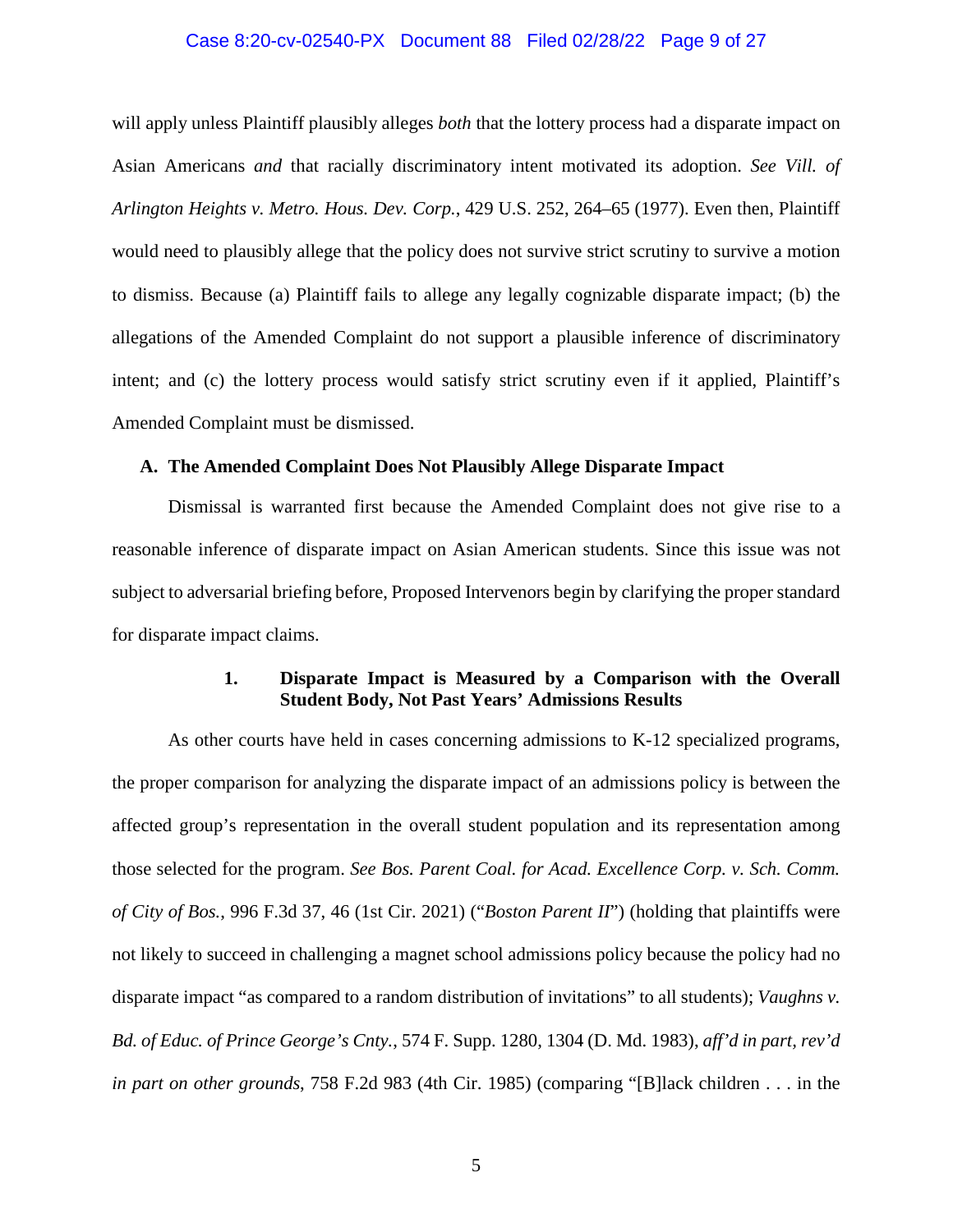will apply unless Plaintiff plausibly alleges *both* that the lottery process had a disparate impact on Asian Americans *and* that racially discriminatory intent motivated its adoption. *See Vill. of Arlington Heights v. Metro. Hous. Dev. Corp.*, 429 U.S. 252, 264–65 (1977). Even then, Plaintiff would need to plausibly allege that the policy does not survive strict scrutiny to survive a motion to dismiss. Because (a) Plaintiff fails to allege any legally cognizable disparate impact; (b) the allegations of the Amended Complaint do not support a plausible inference of discriminatory intent; and (c) the lottery process would satisfy strict scrutiny even if it applied, Plaintiff's Amended Complaint must be dismissed.

### A. The Amended Complaint Does Not Plausibly Allege Disparate Impact

Dismissal is warranted first because the Amended Complaint does not give rise to a reasonable inference of disparate impact on Asian American students. Since this issue was not subject to adversarial briefing before, Proposed Intervenors begin by clarifying the proper standard for disparate impact claims.

#### 1. Disparate Impact is Measured by a Comparison with the Overall Student Body, Not Past Years' Admissions Results

As other courts have held in cases concerning admissions to K-12 specialized programs, the proper comparison for analyzing the disparate impact of an admissions policy is between the affected group's representation in the overall student population and its representation among those selected for the program. *See Bos. Parent Coal. for Acad. Excellence Corp. v. Sch. Comm. of City of Bos.*, 996 F.3d 37, 46 (1st Cir. 2021) ("*Boston Parent II*") (holding that plaintiffs were not likely to succeed in challenging a magnet school admissions policy because the policy had no disparate impact "as compared to a random distribution of invitations" to all students); *Vaughns v. Bd. of Educ. of Prince George's Cnty.*, 574 F. Supp. 1280, 1304 (D. Md. 1983), *aff'd in part, rev'd in part on other grounds*, 758 F.2d 983 (4th Cir. 1985) (comparing "[B]lack children . . . in the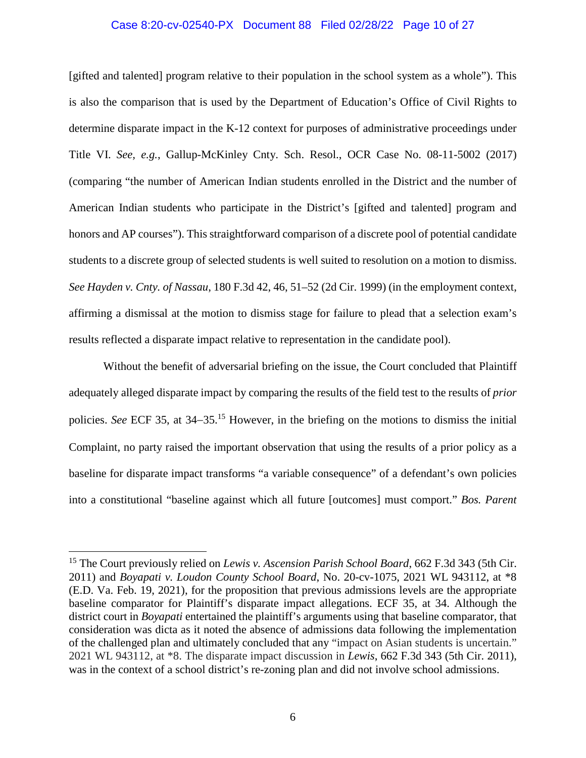[gifted and talented] program relative to their population in the school system as a whole"). This is also the comparison that is used by the Department of Education's Office of Civil Rights to determine disparate impact in the K-12 context for purposes of administrative proceedings under Title VI. *See, e.g.*, Gallup-McKinley Cnty. Sch. Resol., OCR Case No. 08-11-5002 (2017) (comparing "the number of American Indian students enrolled in the District and the number of American Indian students who participate in the District's [gifted and talented] program and honors and AP courses"). This straightforward comparison of a discrete pool of potential candidate students to a discrete group of selected students is well suited to resolution on a motion to dismiss. *See Hayden v. Cnty. of Nassau*, 180 F.3d 42, 46, 51–52 (2d Cir. 1999) (in the employment context, affirming a dismissal at the motion to dismiss stage for failure to plead that a selection exam's results reflected a disparate impact relative to representation in the candidate pool).

Without the benefit of adversarial briefing on the issue, the Court concluded that Plaintiff adequately alleged disparate impact by comparing the results of the field test to the results of *prior* policies. *See* ECF 35, at 34–35.[15] However, in the briefing on the motions to dismiss the initial Complaint, no party raised the important observation that using the results of a prior policy as a baseline for disparate impact transforms "a variable consequence" of a defendant's own policies into a constitutional "baseline against which all future [outcomes] must comport." *Bos. Parent*

---

[15] The Court previously relied on *Lewis v. Ascension Parish School Board*, 662 F.3d 343 (5th Cir. 2011) and *Boyapati v. Loudon County School Board*, No. 20-cv-1075, 2021 WL 943112, at *8 (E.D. Va. Feb. 19, 2021), for the proposition that previous admissions levels are the appropriate baseline comparator for Plaintiff's disparate impact allegations. ECF 35, at 34. Although the district court in *Boyapati* entertained the plaintiff's arguments using that baseline comparator, that consideration was dicta as it noted the absence of admissions data following the implementation of the challenged plan and ultimately concluded that any "impact on Asian students is uncertain." 2021 WL 943112, at *8. The disparate impact discussion in *Lewis*, 662 F.3d 343 (5th Cir. 2011), was in the context of a school district's re-zoning plan and did not involve school admissions.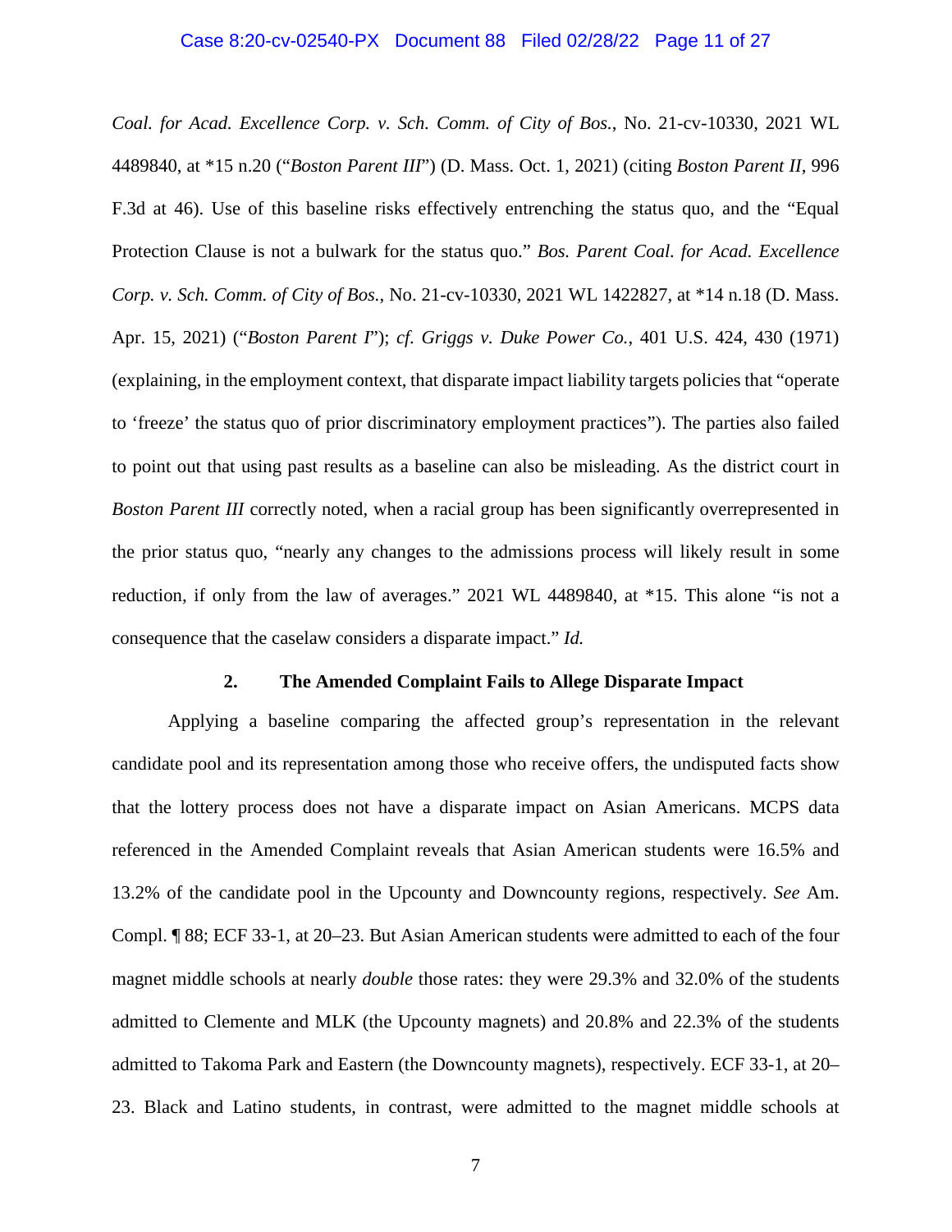*Coal. for Acad. Excellence Corp. v. Sch. Comm. of City of Bos.*, No. 21-cv-10330, 2021 WL 4489840, at *15 n.20 ("*Boston Parent III*") (D. Mass. Oct. 1, 2021) (citing *Boston Parent II*, 996 F.3d at 46). Use of this baseline risks effectively entrenching the status quo, and the "Equal Protection Clause is not a bulwark for the status quo." *Bos. Parent Coal. for Acad. Excellence Corp. v. Sch. Comm. of City of Bos.*, No. 21-cv-10330, 2021 WL 1422827, at *14 n.18 (D. Mass. Apr. 15, 2021) ("*Boston Parent I*"); *cf. Griggs v. Duke Power Co.*, 401 U.S. 424, 430 (1971) (explaining, in the employment context, that disparate impact liability targets policies that "operate to 'freeze' the status quo of prior discriminatory employment practices"). The parties also failed to point out that using past results as a baseline can also be misleading. As the district court in *Boston Parent III* correctly noted, when a racial group has been significantly overrepresented in the prior status quo, "nearly any changes to the admissions process will likely result in some reduction, if only from the law of averages." 2021 WL 4489840, at *15. This alone "is not a consequence that the caselaw considers a disparate impact." *Id.*

### 2. The Amended Complaint Fails to Allege Disparate Impact

Applying a baseline comparing the affected group's representation in the relevant candidate pool and its representation among those who receive offers, the undisputed facts show that the lottery process does not have a disparate impact on Asian Americans. MCPS data referenced in the Amended Complaint reveals that Asian American students were 16.5% and 13.2% of the candidate pool in the Upcounty and Downcounty regions, respectively. *See* Am. Compl. ¶ 88; ECF 33-1, at 20–23. But Asian American students were admitted to each of the four magnet middle schools at nearly *double* those rates: they were 29.3% and 32.0% of the students admitted to Clemente and MLK (the Upcounty magnets) and 20.8% and 22.3% of the students admitted to Takoma Park and Eastern (the Downcounty magnets), respectively. ECF 33-1, at 20–23. Black and Latino students, in contrast, were admitted to the magnet middle schools at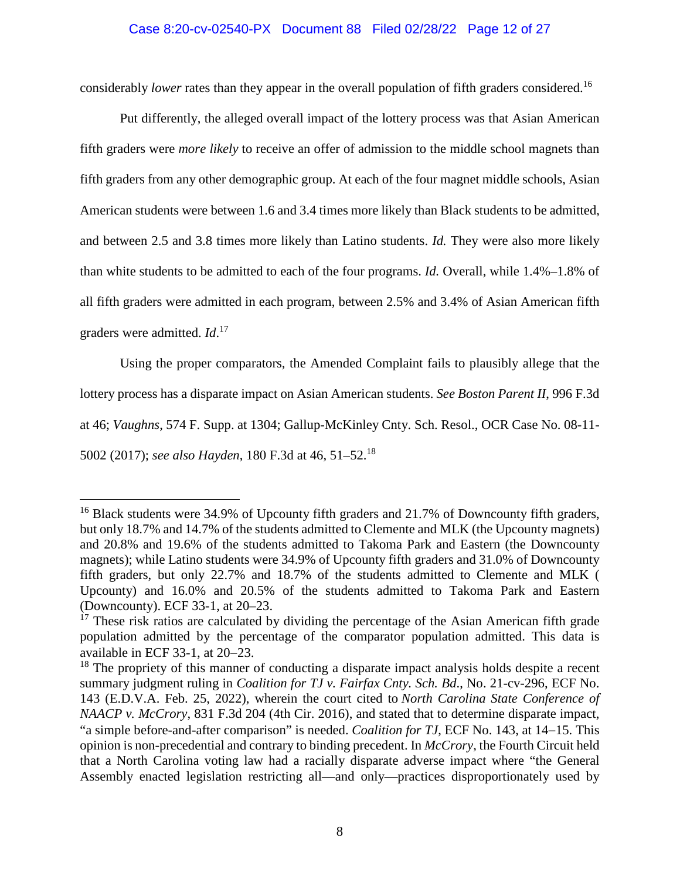considerably *lower* rates than they appear in the overall population of fifth graders considered.[16]

Put differently, the alleged overall impact of the lottery process was that Asian American fifth graders were *more likely* to receive an offer of admission to the middle school magnets than fifth graders from any other demographic group. At each of the four magnet middle schools, Asian American students were between 1.6 and 3.4 times more likely than Black students to be admitted, and between 2.5 and 3.8 times more likely than Latino students. *Id.* They were also more likely than white students to be admitted to each of the four programs. *Id.* Overall, while 1.4%–1.8% of all fifth graders were admitted in each program, between 2.5% and 3.4% of Asian American fifth graders were admitted. *Id*.[17]

Using the proper comparators, the Amended Complaint fails to plausibly allege that the lottery process has a disparate impact on Asian American students. *See Boston Parent II*, 996 F.3d at 46; *Vaughns*, 574 F. Supp. at 1304; Gallup-McKinley Cnty. Sch. Resol., OCR Case No. 08-11-5002 (2017); *see also Hayden*, 180 F.3d at 46, 51–52.[18]

---

[16] Black students were 34.9% of Upcounty fifth graders and 21.7% of Downcounty fifth graders, but only 18.7% and 14.7% of the students admitted to Clemente and MLK (the Upcounty magnets) and 20.8% and 19.6% of the students admitted to Takoma Park and Eastern (the Downcounty magnets); while Latino students were 34.9% of Upcounty fifth graders and 31.0% of Downcounty fifth graders, but only 22.7% and 18.7% of the students admitted to Clemente and MLK ( Upcounty) and 16.0% and 20.5% of the students admitted to Takoma Park and Eastern (Downcounty). ECF 33-1, at 20–23.

[17] These risk ratios are calculated by dividing the percentage of the Asian American fifth grade population admitted by the percentage of the comparator population admitted. This data is available in ECF 33-1, at 20–23.

[18] The propriety of this manner of conducting a disparate impact analysis holds despite a recent summary judgment ruling in *Coalition for TJ v. Fairfax Cnty. Sch. Bd*., No. 21-cv-296, ECF No. 143 (E.D.V.A. Feb. 25, 2022), wherein the court cited to *North Carolina State Conference of NAACP v. McCrory*, 831 F.3d 204 (4th Cir. 2016), and stated that to determine disparate impact, "a simple before-and-after comparison" is needed. *Coalition for TJ*, ECF No. 143, at 14–15. This opinion is non-precedential and contrary to binding precedent. In *McCrory*, the Fourth Circuit held that a North Carolina voting law had a racially disparate adverse impact where "the General Assembly enacted legislation restricting all—and only—practices disproportionately used by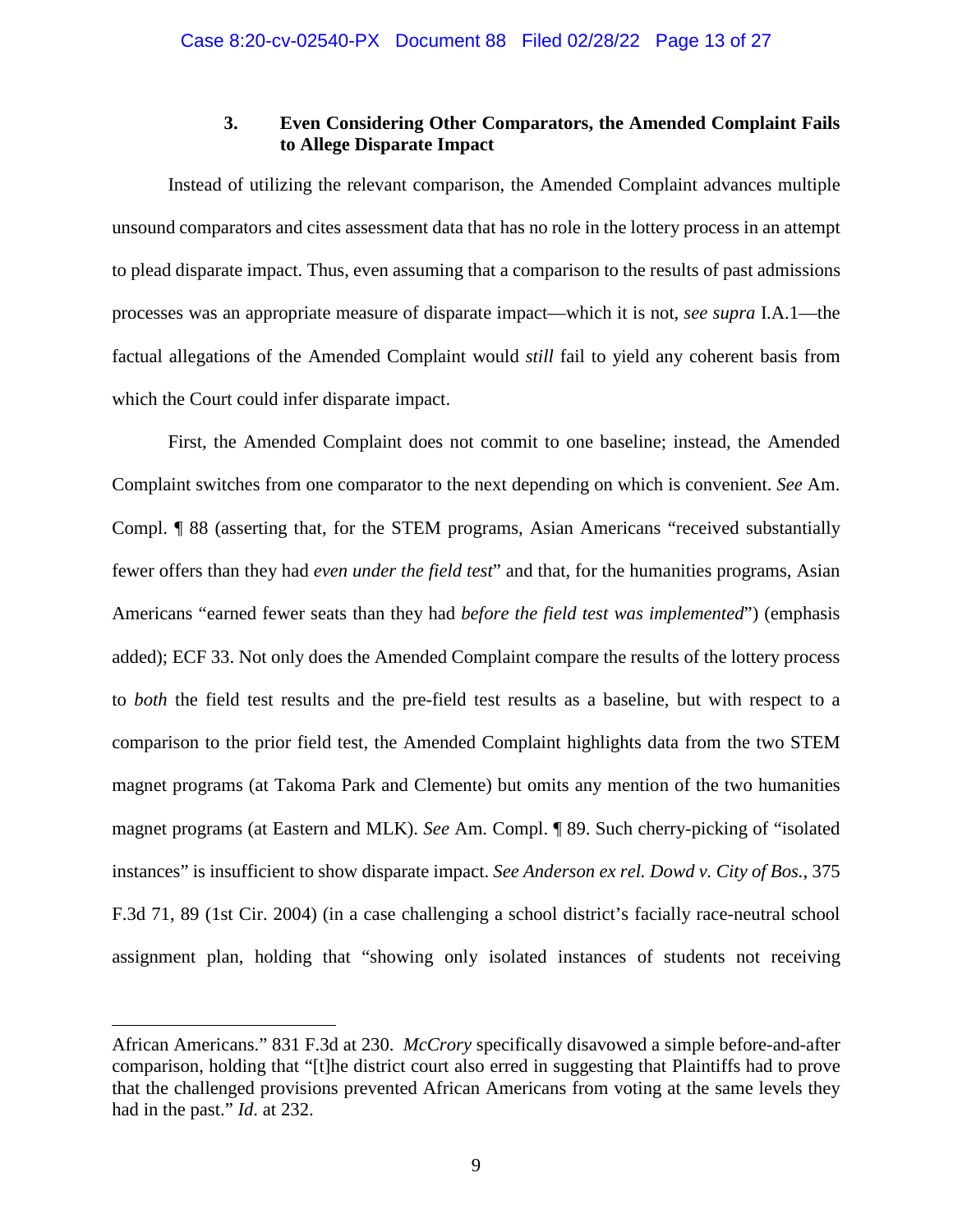### 3. Even Considering Other Comparators, the Amended Complaint Fails to Allege Disparate Impact

Instead of utilizing the relevant comparison, the Amended Complaint advances multiple unsound comparators and cites assessment data that has no role in the lottery process in an attempt to plead disparate impact. Thus, even assuming that a comparison to the results of past admissions processes was an appropriate measure of disparate impact—which it is not, *see supra* I.A.1—the factual allegations of the Amended Complaint would *still* fail to yield any coherent basis from which the Court could infer disparate impact.

First, the Amended Complaint does not commit to one baseline; instead, the Amended Complaint switches from one comparator to the next depending on which is convenient. *See* Am. Compl. ¶ 88 (asserting that, for the STEM programs, Asian Americans "received substantially fewer offers than they had *even under the field test*" and that, for the humanities programs, Asian Americans "earned fewer seats than they had *before the field test was implemented*") (emphasis added); ECF 33. Not only does the Amended Complaint compare the results of the lottery process to *both* the field test results and the pre-field test results as a baseline, but with respect to a comparison to the prior field test, the Amended Complaint highlights data from the two STEM magnet programs (at Takoma Park and Clemente) but omits any mention of the two humanities magnet programs (at Eastern and MLK). *See* Am. Compl. ¶ 89. Such cherry-picking of "isolated instances" is insufficient to show disparate impact. *See Anderson ex rel. Dowd v. City of Bos.*, 375 F.3d 71, 89 (1st Cir. 2004) (in a case challenging a school district's facially race-neutral school assignment plan, holding that "showing only isolated instances of students not receiving

---

African Americans." 831 F.3d at 230. *McCrory* specifically disavowed a simple before-and-after comparison, holding that "[t]he district court also erred in suggesting that Plaintiffs had to prove that the challenged provisions prevented African Americans from voting at the same levels they had in the past." *Id.* at 232.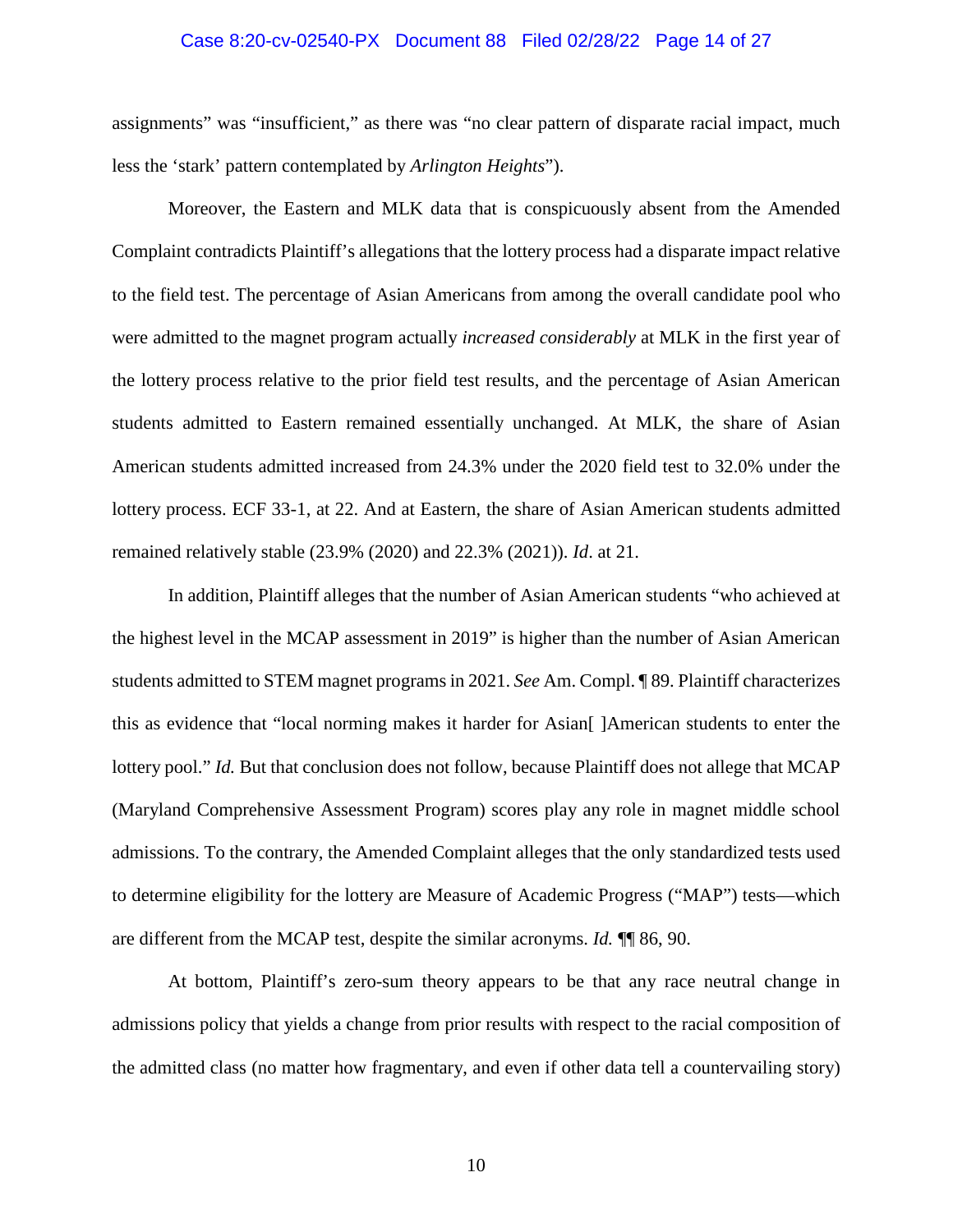assignments" was "insufficient," as there was "no clear pattern of disparate racial impact, much less the 'stark' pattern contemplated by *Arlington Heights*").

Moreover, the Eastern and MLK data that is conspicuously absent from the Amended Complaint contradicts Plaintiff's allegations that the lottery process had a disparate impact relative to the field test. The percentage of Asian Americans from among the overall candidate pool who were admitted to the magnet program actually *increased considerably* at MLK in the first year of the lottery process relative to the prior field test results, and the percentage of Asian American students admitted to Eastern remained essentially unchanged. At MLK, the share of Asian American students admitted increased from 24.3% under the 2020 field test to 32.0% under the lottery process. ECF 33-1, at 22. And at Eastern, the share of Asian American students admitted remained relatively stable (23.9% (2020) and 22.3% (2021)). *Id*. at 21.

In addition, Plaintiff alleges that the number of Asian American students "who achieved at the highest level in the MCAP assessment in 2019" is higher than the number of Asian American students admitted to STEM magnet programs in 2021. *See* Am. Compl. ¶ 89. Plaintiff characterizes this as evidence that "local norming makes it harder for Asian[ ]American students to enter the lottery pool." *Id.* But that conclusion does not follow, because Plaintiff does not allege that MCAP (Maryland Comprehensive Assessment Program) scores play any role in magnet middle school admissions. To the contrary, the Amended Complaint alleges that the only standardized tests used to determine eligibility for the lottery are Measure of Academic Progress ("MAP") tests—which are different from the MCAP test, despite the similar acronyms. *Id.* ¶¶ 86, 90.

At bottom, Plaintiff's zero-sum theory appears to be that any race neutral change in admissions policy that yields a change from prior results with respect to the racial composition of the admitted class (no matter how fragmentary, and even if other data tell a countervailing story)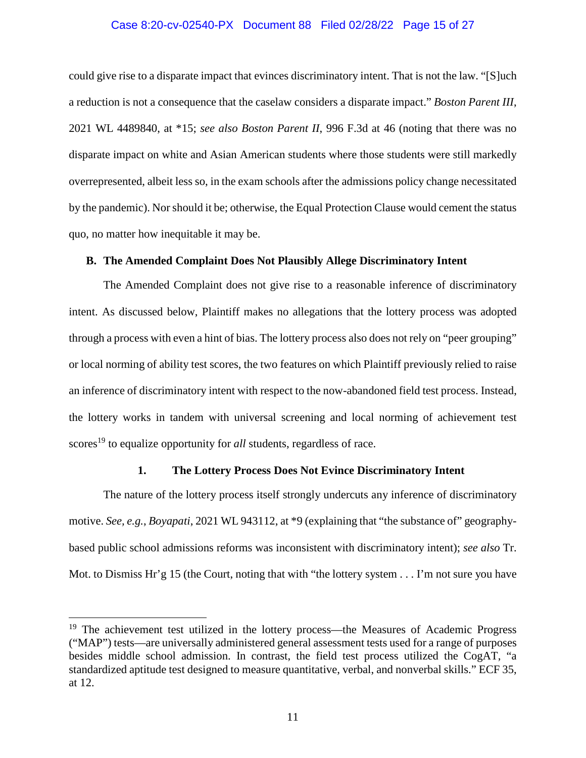could give rise to a disparate impact that evinces discriminatory intent. That is not the law. "[S]uch a reduction is not a consequence that the caselaw considers a disparate impact." *Boston Parent III*, 2021 WL 4489840, at *15; *see also Boston Parent II*, 996 F.3d at 46 (noting that there was no disparate impact on white and Asian American students where those students were still markedly overrepresented, albeit less so, in the exam schools after the admissions policy change necessitated by the pandemic). Nor should it be; otherwise, the Equal Protection Clause would cement the status quo, no matter how inequitable it may be.

### B. The Amended Complaint Does Not Plausibly Allege Discriminatory Intent

The Amended Complaint does not give rise to a reasonable inference of discriminatory intent. As discussed below, Plaintiff makes no allegations that the lottery process was adopted through a process with even a hint of bias. The lottery process also does not rely on "peer grouping" or local norming of ability test scores, the two features on which Plaintiff previously relied to raise an inference of discriminatory intent with respect to the now-abandoned field test process. Instead, the lottery works in tandem with universal screening and local norming of achievement test scores[19] to equalize opportunity for *all* students, regardless of race.

#### 1. The Lottery Process Does Not Evince Discriminatory Intent

The nature of the lottery process itself strongly undercuts any inference of discriminatory motive. *See, e.g.*, *Boyapati*, 2021 WL 943112, at *9 (explaining that "the substance of" geography-based public school admissions reforms was inconsistent with discriminatory intent); *see also* Tr. Mot. to Dismiss Hr'g 15 (the Court, noting that with "the lottery system . . . I'm not sure you have

---

[19] The achievement test utilized in the lottery process—the Measures of Academic Progress ("MAP") tests—are universally administered general assessment tests used for a range of purposes besides middle school admission. In contrast, the field test process utilized the CogAT, "a standardized aptitude test designed to measure quantitative, verbal, and nonverbal skills." ECF 35, at 12.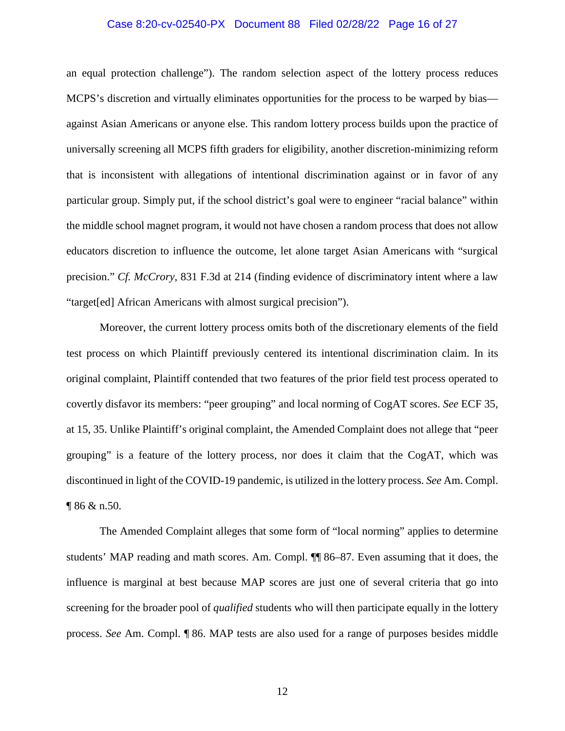an equal protection challenge"). The random selection aspect of the lottery process reduces MCPS's discretion and virtually eliminates opportunities for the process to be warped by bias—against Asian Americans or anyone else. This random lottery process builds upon the practice of universally screening all MCPS fifth graders for eligibility, another discretion-minimizing reform that is inconsistent with allegations of intentional discrimination against or in favor of any particular group. Simply put, if the school district's goal were to engineer "racial balance" within the middle school magnet program, it would not have chosen a random process that does not allow educators discretion to influence the outcome, let alone target Asian Americans with "surgical precision." *Cf. McCrory*, 831 F.3d at 214 (finding evidence of discriminatory intent where a law "target[ed] African Americans with almost surgical precision").

Moreover, the current lottery process omits both of the discretionary elements of the field test process on which Plaintiff previously centered its intentional discrimination claim. In its original complaint, Plaintiff contended that two features of the prior field test process operated to covertly disfavor its members: "peer grouping" and local norming of CogAT scores. *See* ECF 35, at 15, 35. Unlike Plaintiff's original complaint, the Amended Complaint does not allege that "peer grouping" is a feature of the lottery process, nor does it claim that the CogAT, which was discontinued in light of the COVID-19 pandemic, is utilized in the lottery process. *See* Am. Compl. ¶ 86 & n.50.

The Amended Complaint alleges that some form of "local norming" applies to determine students' MAP reading and math scores. Am. Compl. ¶¶ 86–87. Even assuming that it does, the influence is marginal at best because MAP scores are just one of several criteria that go into screening for the broader pool of *qualified* students who will then participate equally in the lottery process. *See* Am. Compl. ¶ 86. MAP tests are also used for a range of purposes besides middle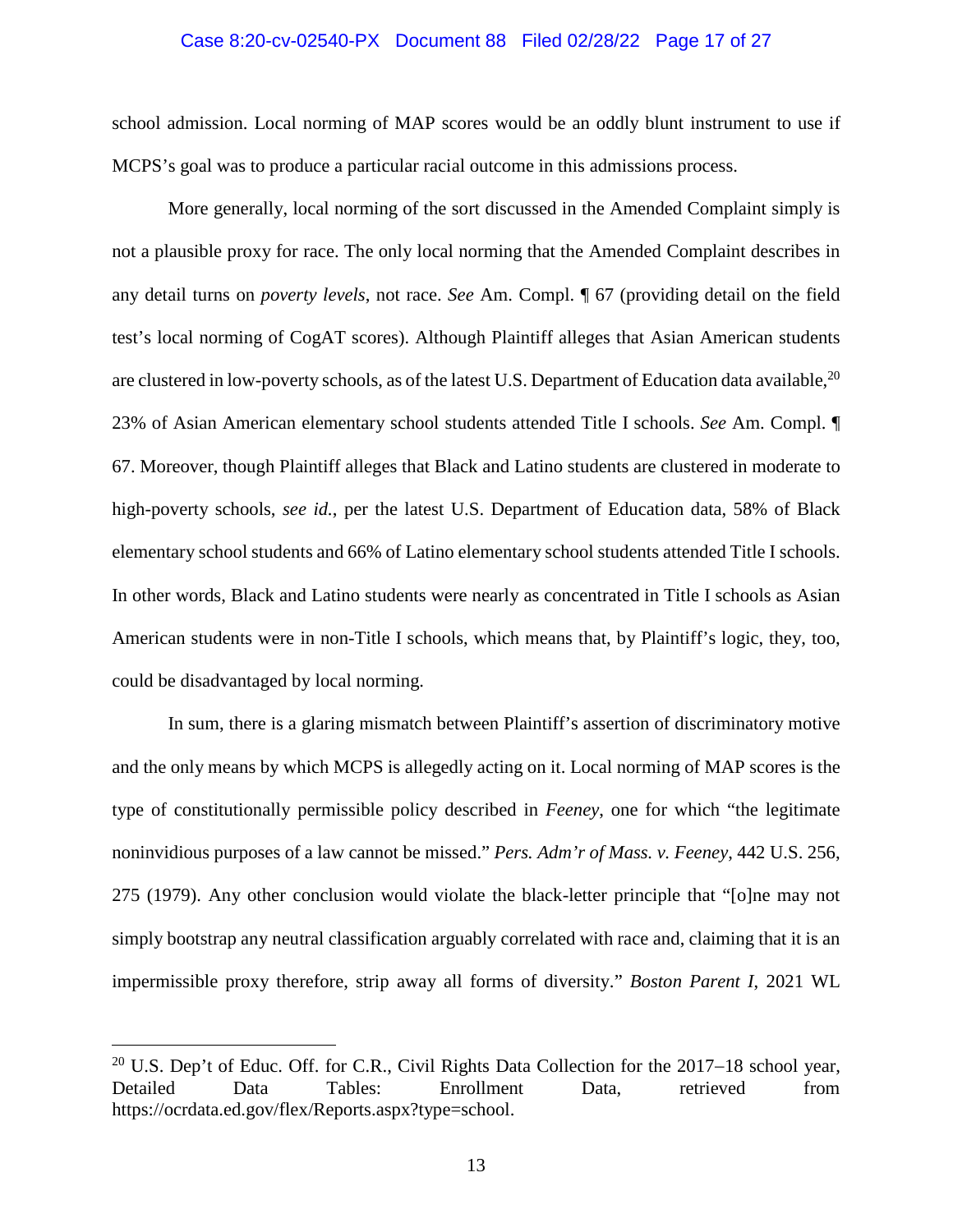school admission. Local norming of MAP scores would be an oddly blunt instrument to use if MCPS's goal was to produce a particular racial outcome in this admissions process.

More generally, local norming of the sort discussed in the Amended Complaint simply is not a plausible proxy for race. The only local norming that the Amended Complaint describes in any detail turns on *poverty levels*, not race. *See* Am. Compl. ¶ 67 (providing detail on the field test's local norming of CogAT scores). Although Plaintiff alleges that Asian American students are clustered in low-poverty schools, as of the latest U.S. Department of Education data available,[20] 23% of Asian American elementary school students attended Title I schools. *See* Am. Compl. ¶ 67. Moreover, though Plaintiff alleges that Black and Latino students are clustered in moderate to high-poverty schools, *see id.*, per the latest U.S. Department of Education data, 58% of Black elementary school students and 66% of Latino elementary school students attended Title I schools. In other words, Black and Latino students were nearly as concentrated in Title I schools as Asian American students were in non-Title I schools, which means that, by Plaintiff's logic, they, too, could be disadvantaged by local norming.

In sum, there is a glaring mismatch between Plaintiff's assertion of discriminatory motive and the only means by which MCPS is allegedly acting on it. Local norming of MAP scores is the type of constitutionally permissible policy described in *Feeney*, one for which "the legitimate noninvidious purposes of a law cannot be missed." *Pers. Adm'r of Mass. v. Feeney*, 442 U.S. 256, 275 (1979). Any other conclusion would violate the black-letter principle that "[o]ne may not simply bootstrap any neutral classification arguably correlated with race and, claiming that it is an impermissible proxy therefore, strip away all forms of diversity." *Boston Parent I*, 2021 WL

---

[20] U.S. Dep't of Educ. Off. for C.R., Civil Rights Data Collection for the 2017–18 school year, Detailed Data Tables: Enrollment Data, retrieved from https://ocrdata.ed.gov/flex/Reports.aspx?type=school.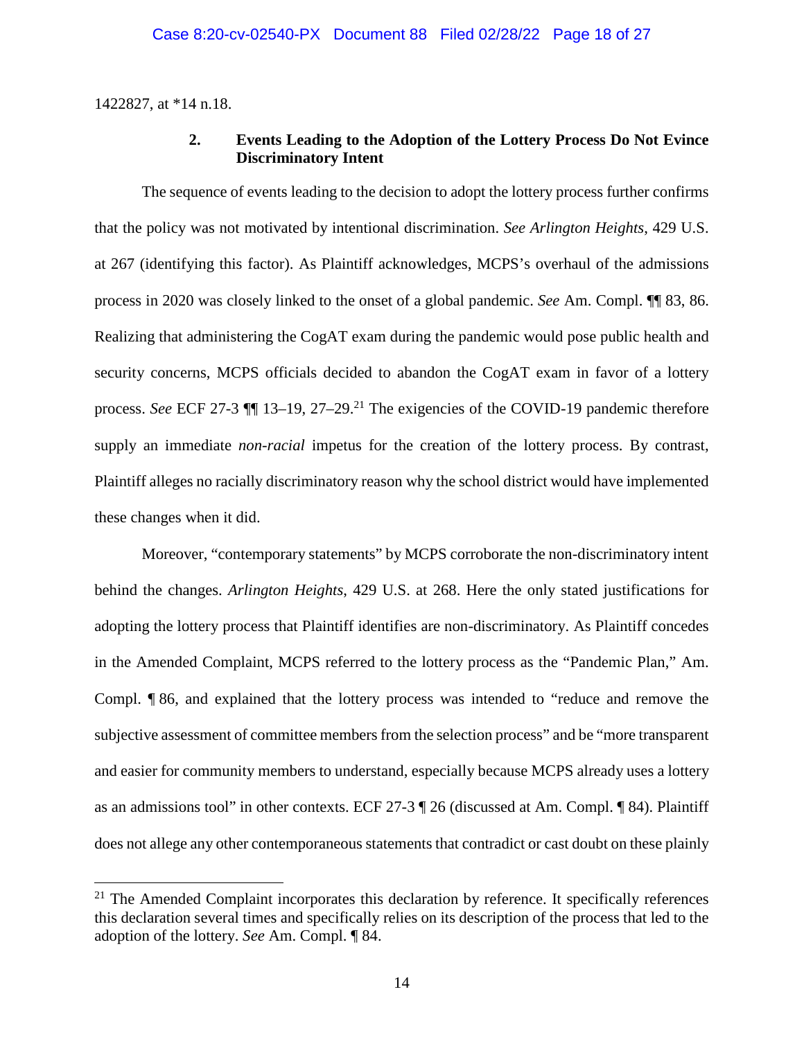1422827, at *14 n.18.

### 2. Events Leading to the Adoption of the Lottery Process Do Not Evince Discriminatory Intent

The sequence of events leading to the decision to adopt the lottery process further confirms that the policy was not motivated by intentional discrimination. *See Arlington Heights*, 429 U.S. at 267 (identifying this factor). As Plaintiff acknowledges, MCPS's overhaul of the admissions process in 2020 was closely linked to the onset of a global pandemic. *See* Am. Compl. ¶¶ 83, 86. Realizing that administering the CogAT exam during the pandemic would pose public health and security concerns, MCPS officials decided to abandon the CogAT exam in favor of a lottery process. *See* ECF 27-3 ¶¶ 13–19, 27–29.[21] The exigencies of the COVID-19 pandemic therefore supply an immediate *non-racial* impetus for the creation of the lottery process. By contrast, Plaintiff alleges no racially discriminatory reason why the school district would have implemented these changes when it did.

Moreover, "contemporary statements" by MCPS corroborate the non-discriminatory intent behind the changes. *Arlington Heights*, 429 U.S. at 268. Here the only stated justifications for adopting the lottery process that Plaintiff identifies are non-discriminatory. As Plaintiff concedes in the Amended Complaint, MCPS referred to the lottery process as the "Pandemic Plan," Am. Compl. ¶ 86, and explained that the lottery process was intended to "reduce and remove the subjective assessment of committee members from the selection process" and be "more transparent and easier for community members to understand, especially because MCPS already uses a lottery as an admissions tool" in other contexts. ECF 27-3 ¶ 26 (discussed at Am. Compl. ¶ 84). Plaintiff does not allege any other contemporaneous statements that contradict or cast doubt on these plainly

[21] The Amended Complaint incorporates this declaration by reference. It specifically references this declaration several times and specifically relies on its description of the process that led to the adoption of the lottery. *See* Am. Compl. ¶ 84.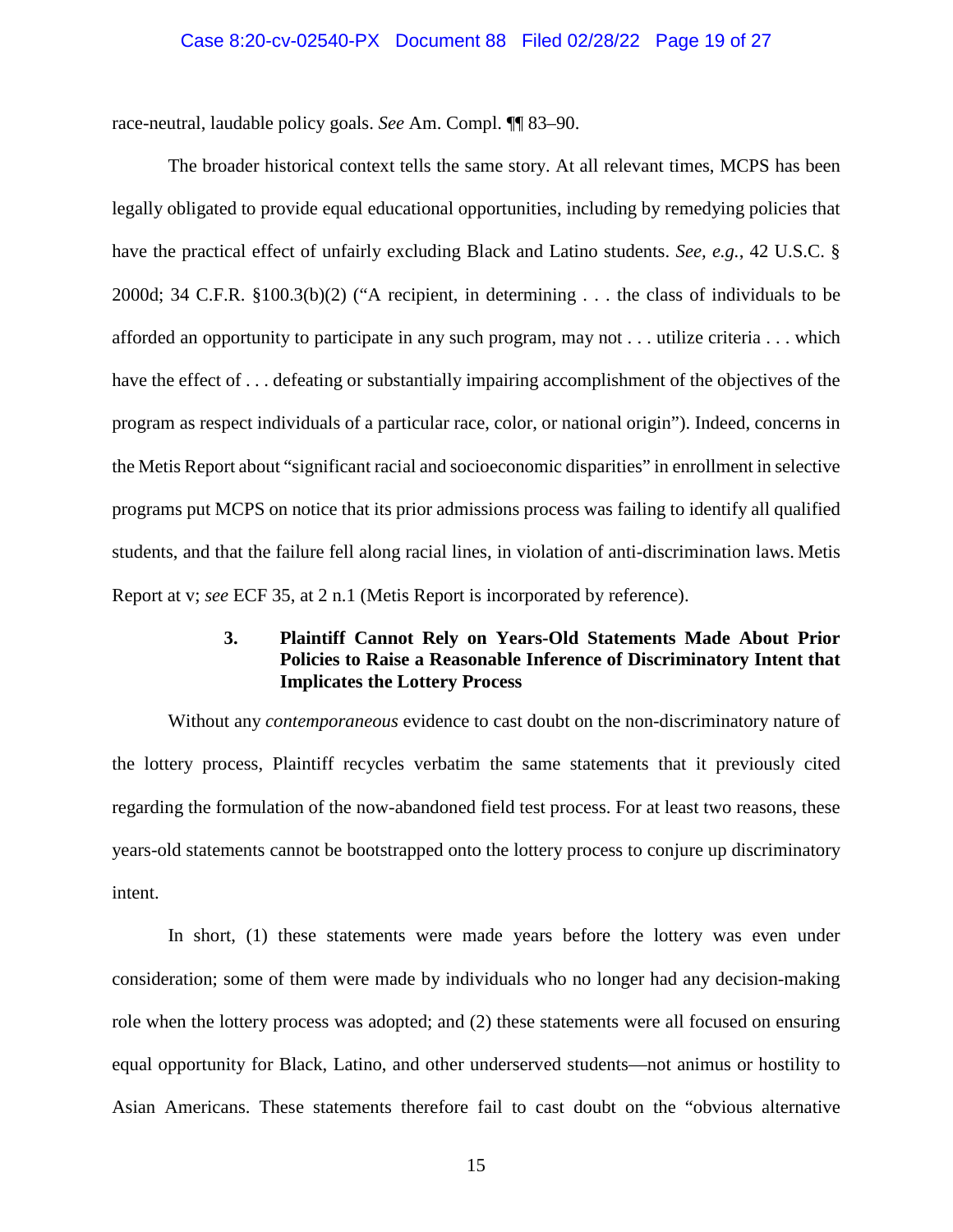race-neutral, laudable policy goals. *See* Am. Compl. ¶¶ 83–90.

The broader historical context tells the same story. At all relevant times, MCPS has been legally obligated to provide equal educational opportunities, including by remedying policies that have the practical effect of unfairly excluding Black and Latino students. *See, e.g.*, 42 U.S.C. § 2000d; 34 C.F.R. §100.3(b)(2) ("A recipient, in determining . . . the class of individuals to be afforded an opportunity to participate in any such program, may not . . . utilize criteria . . . which have the effect of . . . defeating or substantially impairing accomplishment of the objectives of the program as respect individuals of a particular race, color, or national origin"). Indeed, concerns in the Metis Report about "significant racial and socioeconomic disparities" in enrollment in selective programs put MCPS on notice that its prior admissions process was failing to identify all qualified students, and that the failure fell along racial lines, in violation of anti-discrimination laws. Metis Report at v; *see* ECF 35, at 2 n.1 (Metis Report is incorporated by reference).

### 3. Plaintiff Cannot Rely on Years-Old Statements Made About Prior Policies to Raise a Reasonable Inference of Discriminatory Intent that Implicates the Lottery Process

Without any *contemporaneous* evidence to cast doubt on the non-discriminatory nature of the lottery process, Plaintiff recycles verbatim the same statements that it previously cited regarding the formulation of the now-abandoned field test process. For at least two reasons, these years-old statements cannot be bootstrapped onto the lottery process to conjure up discriminatory intent.

In short, (1) these statements were made years before the lottery was even under consideration; some of them were made by individuals who no longer had any decision-making role when the lottery process was adopted; and (2) these statements were all focused on ensuring equal opportunity for Black, Latino, and other underserved students—not animus or hostility to Asian Americans. These statements therefore fail to cast doubt on the "obvious alternative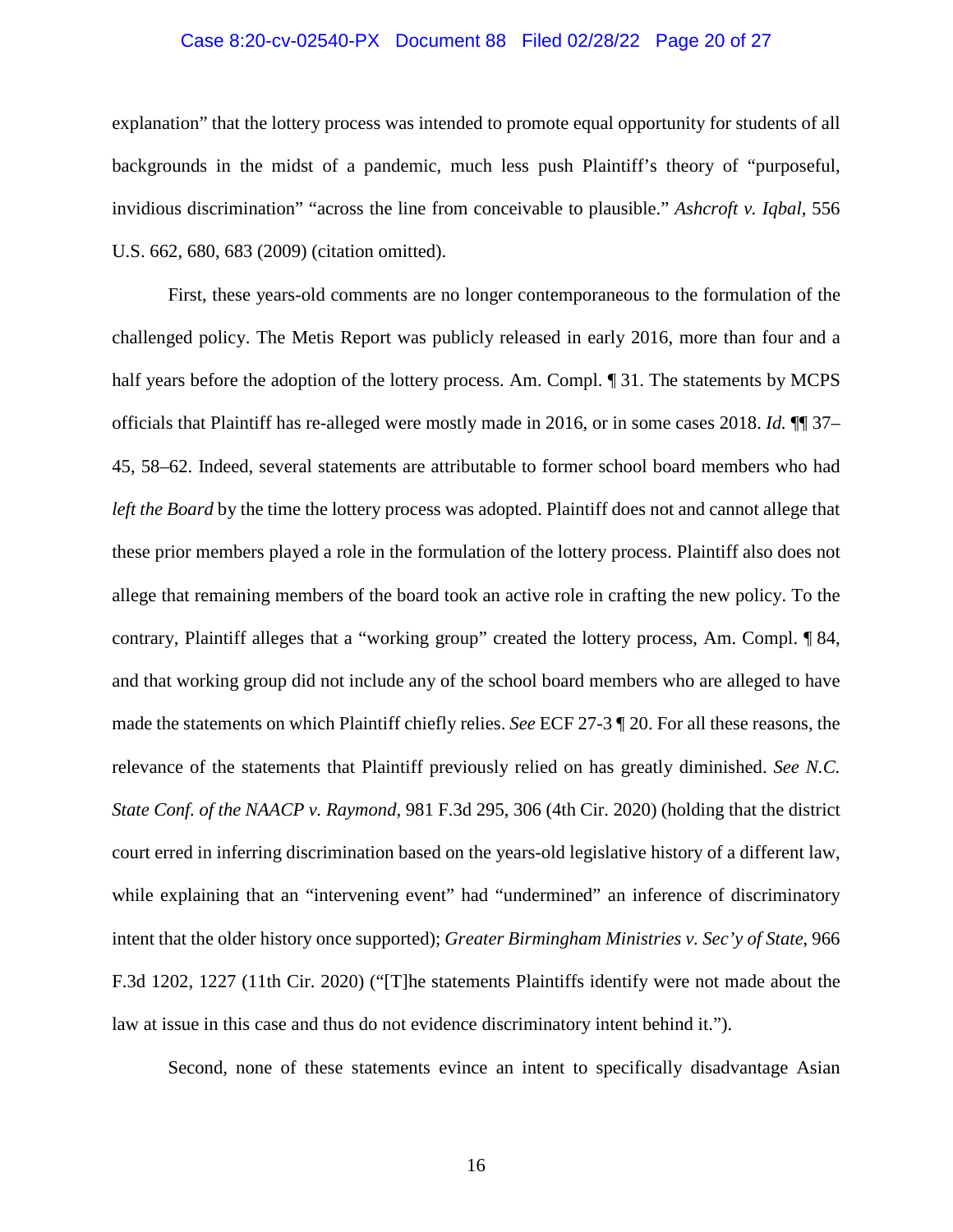explanation" that the lottery process was intended to promote equal opportunity for students of all backgrounds in the midst of a pandemic, much less push Plaintiff's theory of "purposeful, invidious discrimination" "across the line from conceivable to plausible." *Ashcroft v. Iqbal*, 556 U.S. 662, 680, 683 (2009) (citation omitted).

First, these years-old comments are no longer contemporaneous to the formulation of the challenged policy. The Metis Report was publicly released in early 2016, more than four and a half years before the adoption of the lottery process. Am. Compl. ¶ 31. The statements by MCPS officials that Plaintiff has re-alleged were mostly made in 2016, or in some cases 2018. *Id.* ¶¶ 37–45, 58–62. Indeed, several statements are attributable to former school board members who had *left the Board* by the time the lottery process was adopted. Plaintiff does not and cannot allege that these prior members played a role in the formulation of the lottery process. Plaintiff also does not allege that remaining members of the board took an active role in crafting the new policy. To the contrary, Plaintiff alleges that a "working group" created the lottery process, Am. Compl. ¶ 84, and that working group did not include any of the school board members who are alleged to have made the statements on which Plaintiff chiefly relies. *See* ECF 27-3 ¶ 20. For all these reasons, the relevance of the statements that Plaintiff previously relied on has greatly diminished. *See N.C. State Conf. of the NAACP v. Raymond*, 981 F.3d 295, 306 (4th Cir. 2020) (holding that the district court erred in inferring discrimination based on the years-old legislative history of a different law, while explaining that an "intervening event" had "undermined" an inference of discriminatory intent that the older history once supported); *Greater Birmingham Ministries v. Sec'y of State*, 966 F.3d 1202, 1227 (11th Cir. 2020) ("[T]he statements Plaintiffs identify were not made about the law at issue in this case and thus do not evidence discriminatory intent behind it.").

Second, none of these statements evince an intent to specifically disadvantage Asian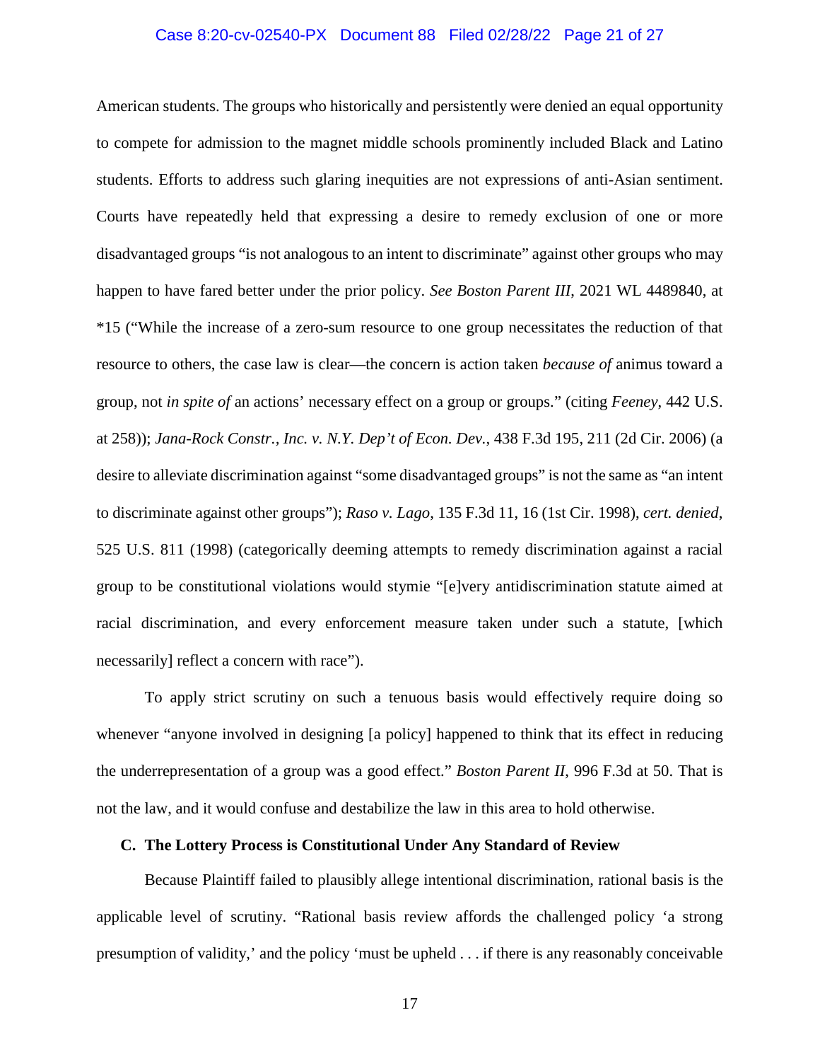American students. The groups who historically and persistently were denied an equal opportunity to compete for admission to the magnet middle schools prominently included Black and Latino students. Efforts to address such glaring inequities are not expressions of anti-Asian sentiment. Courts have repeatedly held that expressing a desire to remedy exclusion of one or more disadvantaged groups "is not analogous to an intent to discriminate" against other groups who may happen to have fared better under the prior policy. *See Boston Parent III*, 2021 WL 4489840, at *15 ("While the increase of a zero-sum resource to one group necessitates the reduction of that resource to others, the case law is clear—the concern is action taken *because of* animus toward a group, not *in spite of* an actions' necessary effect on a group or groups." (citing *Feeney*, 442 U.S. at 258)); *Jana-Rock Constr., Inc. v. N.Y. Dep't of Econ. Dev.*, 438 F.3d 195, 211 (2d Cir. 2006) (a desire to alleviate discrimination against "some disadvantaged groups" is not the same as "an intent to discriminate against other groups"); *Raso v. Lago*, 135 F.3d 11, 16 (1st Cir. 1998), *cert. denied*, 525 U.S. 811 (1998) (categorically deeming attempts to remedy discrimination against a racial group to be constitutional violations would stymie "[e]very antidiscrimination statute aimed at racial discrimination, and every enforcement measure taken under such a statute, [which necessarily] reflect a concern with race").

To apply strict scrutiny on such a tenuous basis would effectively require doing so whenever "anyone involved in designing [a policy] happened to think that its effect in reducing the underrepresentation of a group was a good effect." *Boston Parent II*, 996 F.3d at 50. That is not the law, and it would confuse and destabilize the law in this area to hold otherwise.

### C. The Lottery Process is Constitutional Under Any Standard of Review

Because Plaintiff failed to plausibly allege intentional discrimination, rational basis is the applicable level of scrutiny. "Rational basis review affords the challenged policy 'a strong presumption of validity,' and the policy 'must be upheld . . . if there is any reasonably conceivable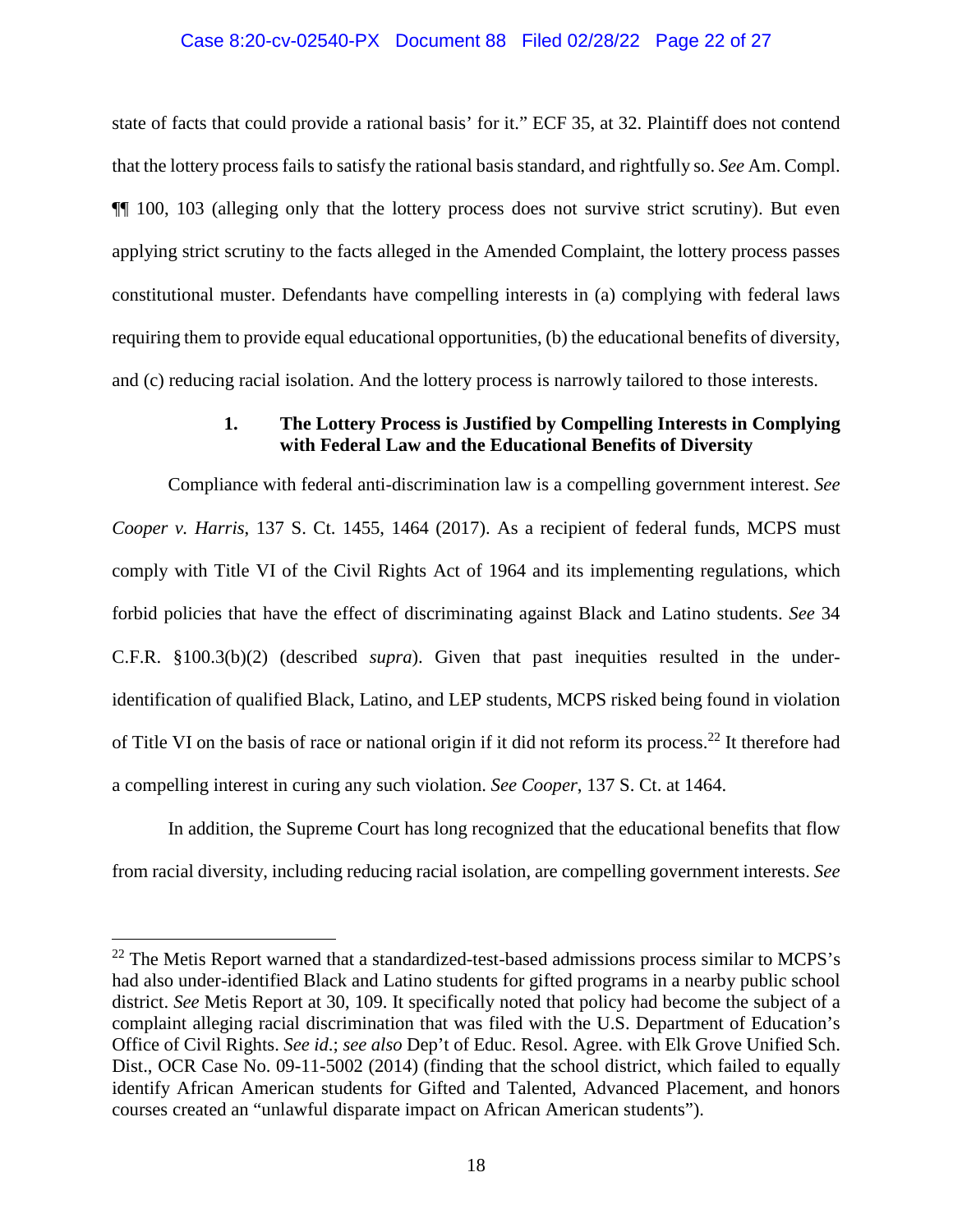state of facts that could provide a rational basis' for it." ECF 35, at 32. Plaintiff does not contend that the lottery process fails to satisfy the rational basis standard, and rightfully so. *See* Am. Compl. ¶¶ 100, 103 (alleging only that the lottery process does not survive strict scrutiny). But even applying strict scrutiny to the facts alleged in the Amended Complaint, the lottery process passes constitutional muster. Defendants have compelling interests in (a) complying with federal laws requiring them to provide equal educational opportunities, (b) the educational benefits of diversity, and (c) reducing racial isolation. And the lottery process is narrowly tailored to those interests.

### 1. The Lottery Process is Justified by Compelling Interests in Complying with Federal Law and the Educational Benefits of Diversity

Compliance with federal anti-discrimination law is a compelling government interest. *See Cooper v. Harris*, 137 S. Ct. 1455, 1464 (2017). As a recipient of federal funds, MCPS must comply with Title VI of the Civil Rights Act of 1964 and its implementing regulations, which forbid policies that have the effect of discriminating against Black and Latino students. *See* 34 C.F.R. §100.3(b)(2) (described *supra*). Given that past inequities resulted in the under-identification of qualified Black, Latino, and LEP students, MCPS risked being found in violation of Title VI on the basis of race or national origin if it did not reform its process.[22] It therefore had a compelling interest in curing any such violation. *See Cooper*, 137 S. Ct. at 1464.

In addition, the Supreme Court has long recognized that the educational benefits that flow from racial diversity, including reducing racial isolation, are compelling government interests. *See*

[22] The Metis Report warned that a standardized-test-based admissions process similar to MCPS's had also under-identified Black and Latino students for gifted programs in a nearby public school district. *See* Metis Report at 30, 109. It specifically noted that policy had become the subject of a complaint alleging racial discrimination that was filed with the U.S. Department of Education's Office of Civil Rights. *See id.*; *see also* Dep't of Educ. Resol. Agree. with Elk Grove Unified Sch. Dist., OCR Case No. 09-11-5002 (2014) (finding that the school district, which failed to equally identify African American students for Gifted and Talented, Advanced Placement, and honors courses created an "unlawful disparate impact on African American students").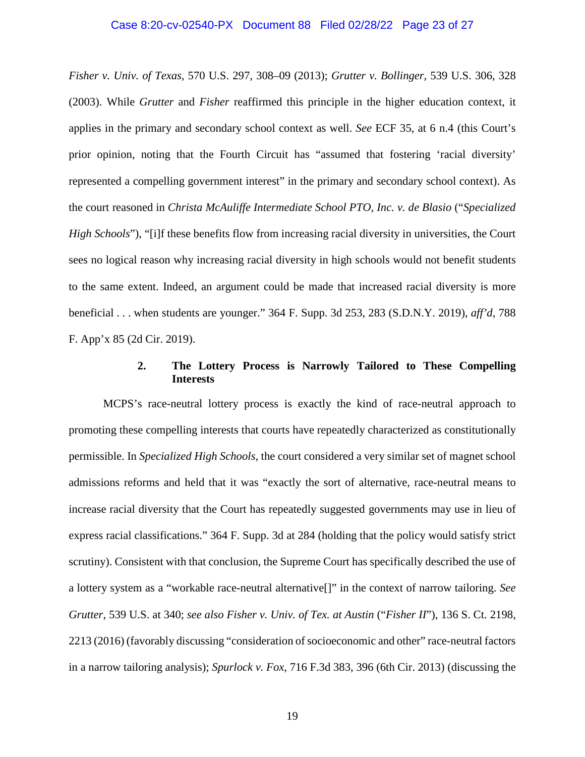*Fisher v. Univ. of Texas*, 570 U.S. 297, 308–09 (2013); *Grutter v. Bollinger*, 539 U.S. 306, 328 (2003). While *Grutter* and *Fisher* reaffirmed this principle in the higher education context, it applies in the primary and secondary school context as well. *See* ECF 35, at 6 n.4 (this Court's prior opinion, noting that the Fourth Circuit has "assumed that fostering 'racial diversity' represented a compelling government interest" in the primary and secondary school context). As the court reasoned in *Christa McAuliffe Intermediate School PTO, Inc. v. de Blasio* ("*Specialized High Schools*"), "[i]f these benefits flow from increasing racial diversity in universities, the Court sees no logical reason why increasing racial diversity in high schools would not benefit students to the same extent. Indeed, an argument could be made that increased racial diversity is more beneficial . . . when students are younger." 364 F. Supp. 3d 253, 283 (S.D.N.Y. 2019), *aff'd*, 788 F. App'x 85 (2d Cir. 2019).

**2. The Lottery Process is Narrowly Tailored to These Compelling Interests**

MCPS's race-neutral lottery process is exactly the kind of race-neutral approach to promoting these compelling interests that courts have repeatedly characterized as constitutionally permissible. In *Specialized High Schools*, the court considered a very similar set of magnet school admissions reforms and held that it was "exactly the sort of alternative, race-neutral means to increase racial diversity that the Court has repeatedly suggested governments may use in lieu of express racial classifications." 364 F. Supp. 3d at 284 (holding that the policy would satisfy strict scrutiny). Consistent with that conclusion, the Supreme Court has specifically described the use of a lottery system as a "workable race-neutral alternative[]" in the context of narrow tailoring. *See Grutter*, 539 U.S. at 340; *see also Fisher v. Univ. of Tex. at Austin* ("*Fisher II*"), 136 S. Ct. 2198, 2213 (2016) (favorably discussing "consideration of socioeconomic and other" race-neutral factors in a narrow tailoring analysis); *Spurlock v. Fox*, 716 F.3d 383, 396 (6th Cir. 2013) (discussing the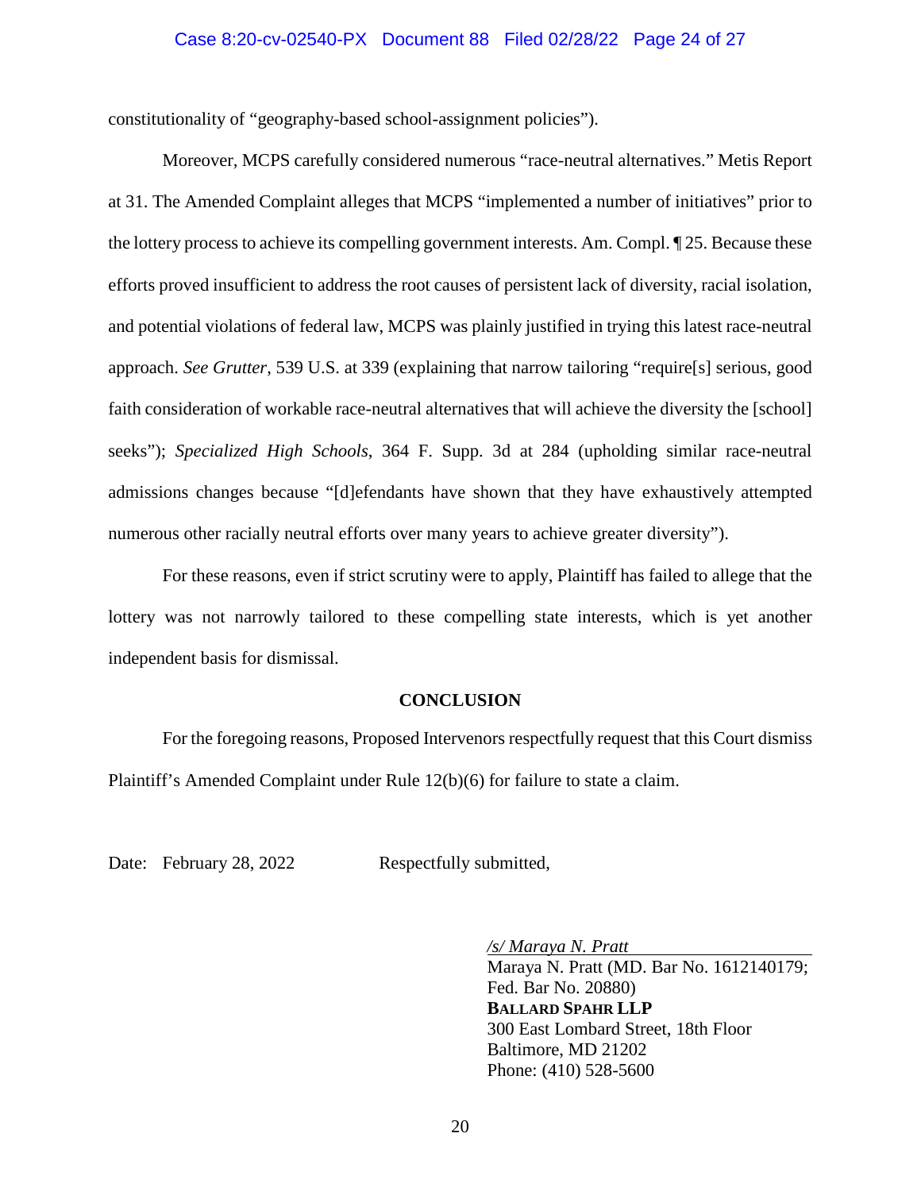constitutionality of "geography-based school-assignment policies").

Moreover, MCPS carefully considered numerous "race-neutral alternatives." Metis Report at 31. The Amended Complaint alleges that MCPS "implemented a number of initiatives" prior to the lottery process to achieve its compelling government interests. Am. Compl. ¶ 25. Because these efforts proved insufficient to address the root causes of persistent lack of diversity, racial isolation, and potential violations of federal law, MCPS was plainly justified in trying this latest race-neutral approach. *See Grutter*, 539 U.S. at 339 (explaining that narrow tailoring "require[s] serious, good faith consideration of workable race-neutral alternatives that will achieve the diversity the [school] seeks"); *Specialized High Schools*, 364 F. Supp. 3d at 284 (upholding similar race-neutral admissions changes because "[d]efendants have shown that they have exhaustively attempted numerous other racially neutral efforts over many years to achieve greater diversity").

For these reasons, even if strict scrutiny were to apply, Plaintiff has failed to allege that the lottery was not narrowly tailored to these compelling state interests, which is yet another independent basis for dismissal.

## CONCLUSION

For the foregoing reasons, Proposed Intervenors respectfully request that this Court dismiss Plaintiff's Amended Complaint under Rule 12(b)(6) for failure to state a claim.

Date: February 28, 2022 Respectfully submitted,

*/s/ Maraya N. Pratt*
Maraya N. Pratt (MD. Bar No. 1612140179; Fed. Bar No. 20880)
**BALLARD SPAHR LLP**
300 East Lombard Street, 18th Floor
Baltimore, MD 21202
Phone: (410) 528-5600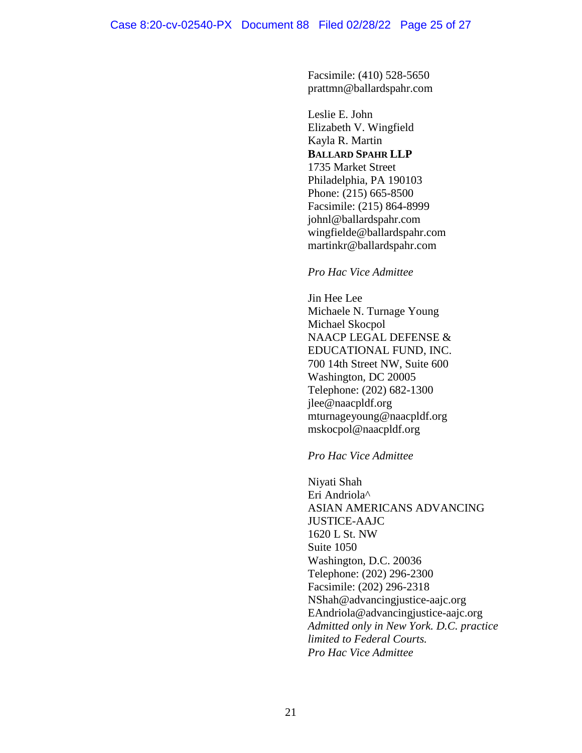Facsimile: (410) 528-5650
prattmn@ballardspahr.com

Leslie E. John
Elizabeth V. Wingfield
Kayla R. Martin
**BALLARD SPAHR LLP**
1735 Market Street
Philadelphia, PA 190103
Phone: (215) 665-8500
Facsimile: (215) 864-8999
johnl@ballardspahr.com
wingfielde@ballardspahr.com
martinkr@ballardspahr.com

*Pro Hac Vice Admittee*

Jin Hee Lee
Michaele N. Turnage Young
Michael Skocpol
NAACP LEGAL DEFENSE &
EDUCATIONAL FUND, INC.
700 14th Street NW, Suite 600
Washington, DC 20005
Telephone: (202) 682-1300
jlee@naacpldf.org
mturnageyoung@naacpldf.org
mskocpol@naacpldf.org

*Pro Hac Vice Admittee*

Niyati Shah
Eri Andriola^
ASIAN AMERICANS ADVANCING
JUSTICE-AAJC
1620 L St. NW
Suite 1050
Washington, D.C. 20036
Telephone: (202) 296-2300
Facsimile: (202) 296-2318
NShah@advancingjustice-aajc.org
EAndriola@advancingjustice-aajc.org
*Admitted only in New York. D.C. practice limited to Federal Courts.*
*Pro Hac Vice Admittee*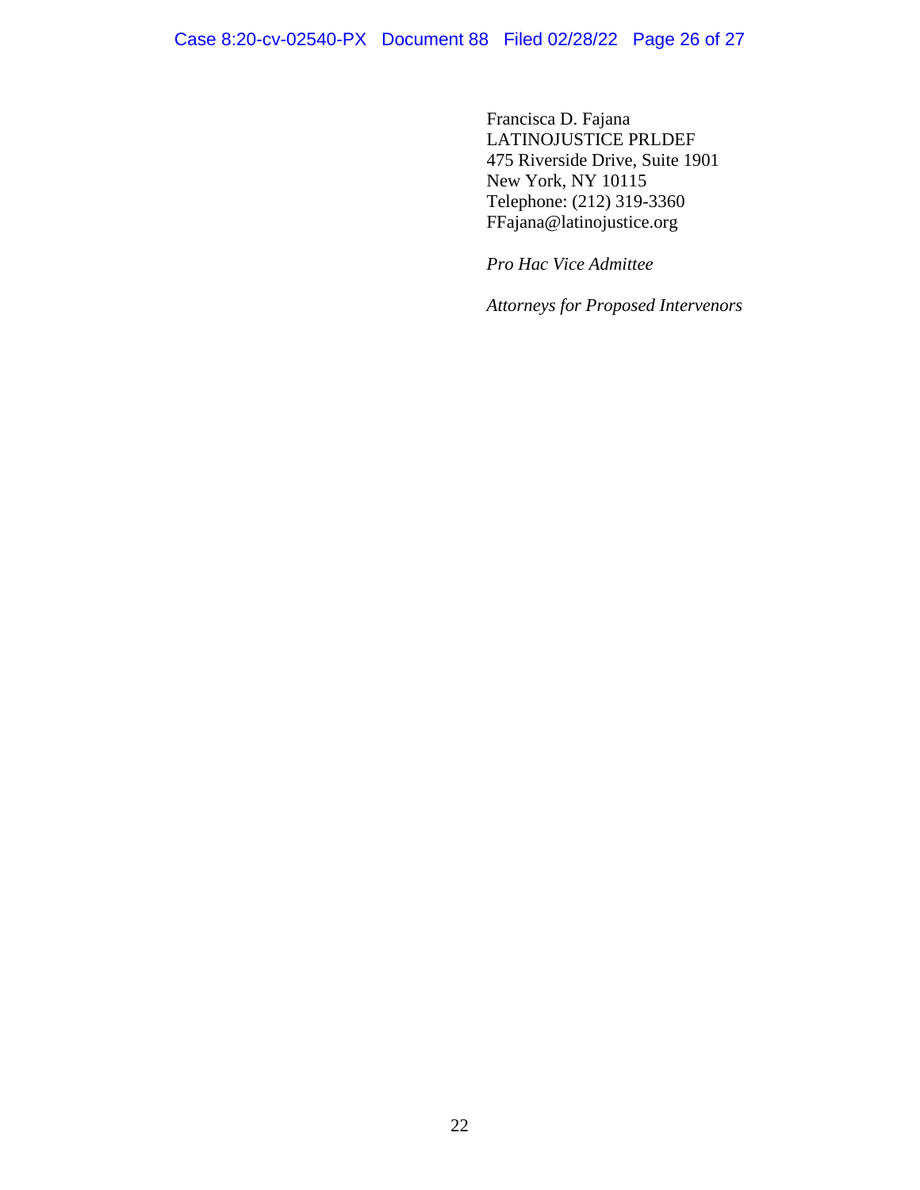Francisca D. Fajana
LATINOJUSTICE PRLDEF
475 Riverside Drive, Suite 1901
New York, NY 10115
Telephone: (212) 319-3360
FFajana@latinojustice.org

*Pro Hac Vice Admittee*

*Attorneys for Proposed Intervenors*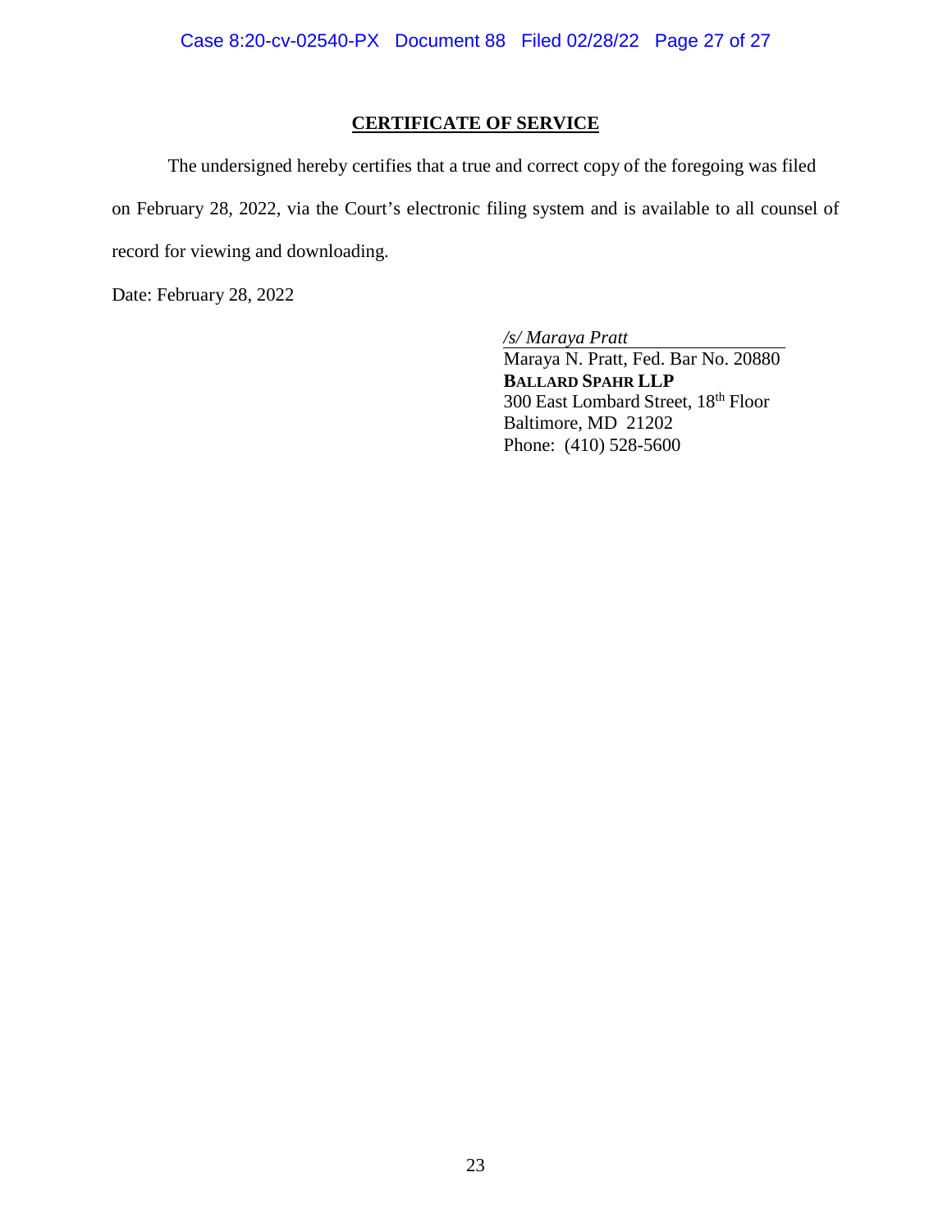## CERTIFICATE OF SERVICE

The undersigned hereby certifies that a true and correct copy of the foregoing was filed on February 28, 2022, via the Court's electronic filing system and is available to all counsel of record for viewing and downloading.

Date: February 28, 2022

*/s/ Maraya Pratt*
Maraya N. Pratt, Fed. Bar No. 20880
**BALLARD SPAHR LLP**
300 East Lombard Street, 18th Floor
Baltimore, MD 21202
Phone: (410) 528-5600